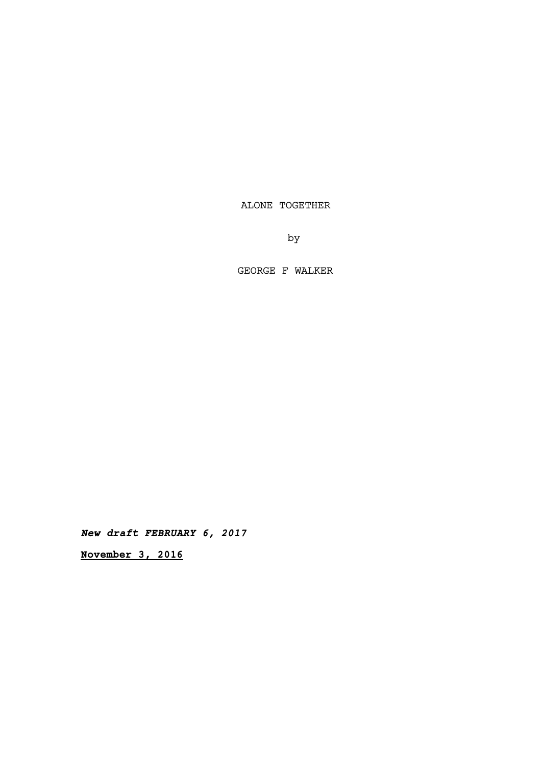ALONE TOGETHER

by

GEORGE F WALKER

***New draft FEBRUARY 6, 2017***

**November 3, 2016**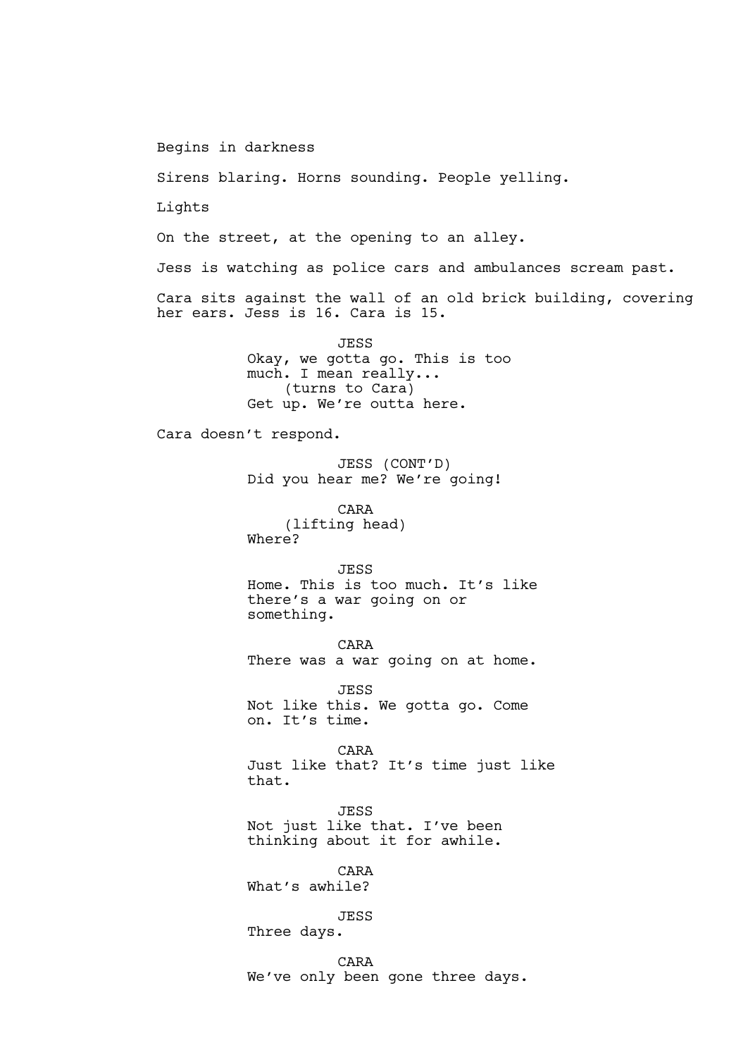Begins in darkness

Sirens blaring. Horns sounding. People yelling.

Lights

On the street, at the opening to an alley.

Jess is watching as police cars and ambulances scream past.

Cara sits against the wall of an old brick building, covering her ears. Jess is 16. Cara is 15.

JESS
Okay, we gotta go. This is too much. I mean really...
(turns to Cara)
Get up. We're outta here.

Cara doesn't respond.

JESS (CONT'D)
Did you hear me? We're going!

CARA
(lifting head)
Where?

JESS
Home. This is too much. It's like there's a war going on or something.

CARA
There was a war going on at home.

JESS
Not like this. We gotta go. Come on. It's time.

CARA
Just like that? It's time just like that.

JESS
Not just like that. I've been thinking about it for awhile.

CARA
What's awhile?

JESS
Three days.

CARA
We've only been gone three days.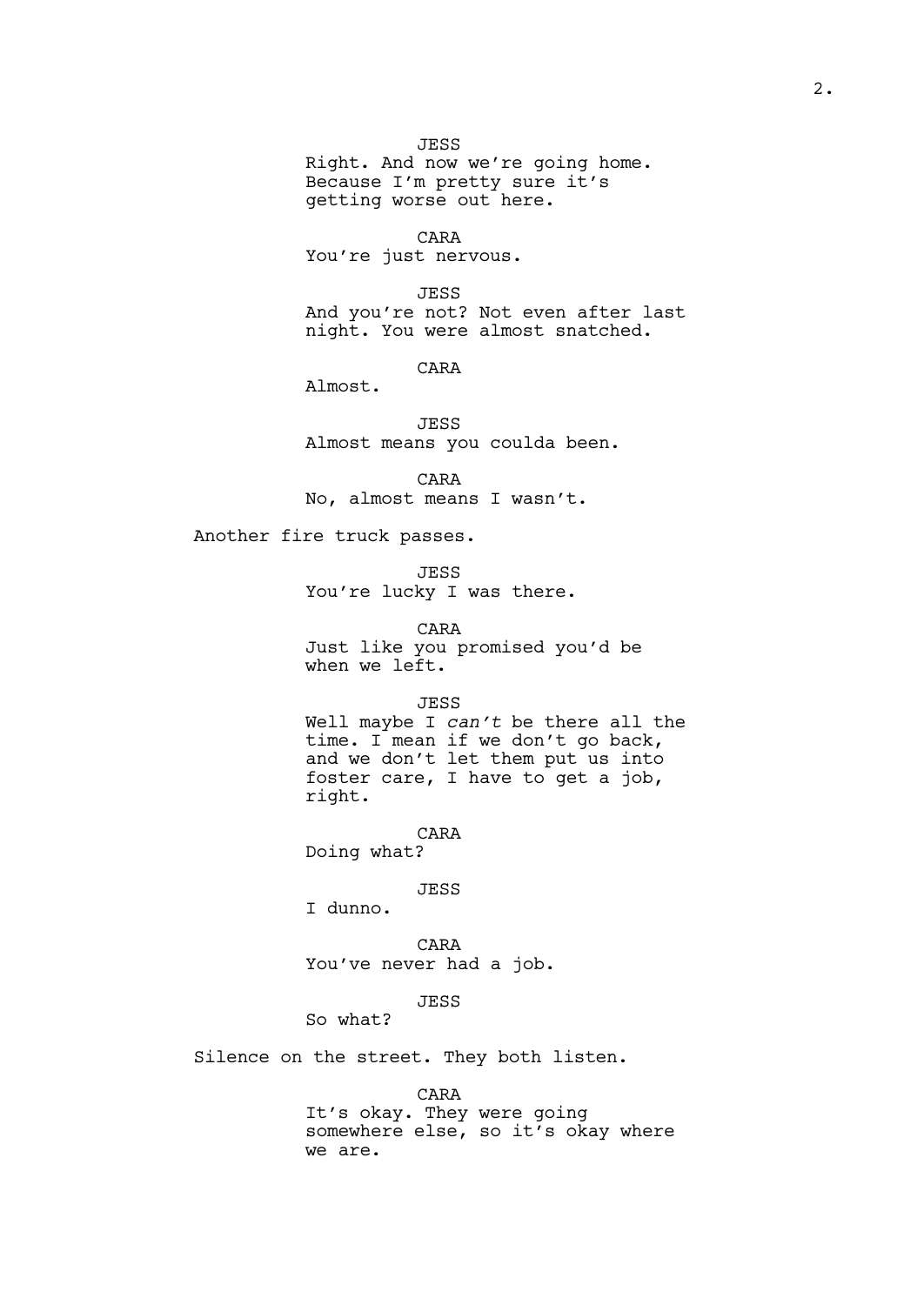JESS
Right. And now we're going home. Because I'm pretty sure it's getting worse out here.

CARA
You're just nervous.

JESS
And you're not? Not even after last night. You were almost snatched.

CARA
Almost.

JESS
Almost means you coulda been.

CARA
No, almost means I wasn't.

Another fire truck passes.

JESS
You're lucky I was there.

CARA
Just like you promised you'd be when we left.

JESS
Well maybe I *can't* be there all the time. I mean if we don't go back, and we don't let them put us into foster care, I have to get a job, right.

CARA
Doing what?

JESS
I dunno.

CARA
You've never had a job.

JESS
So what?

Silence on the street. They both listen.

CARA
It's okay. They were going somewhere else, so it's okay where we are.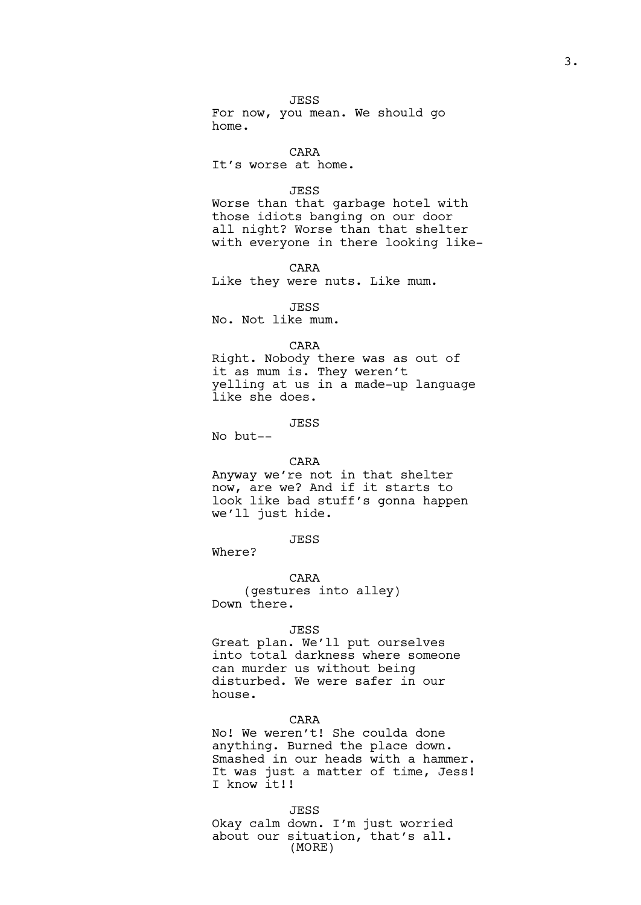JESS
For now, you mean. We should go home.

CARA
It's worse at home.

JESS
Worse than that garbage hotel with those idiots banging on our door all night? Worse than that shelter with everyone in there looking like-

CARA
Like they were nuts. Like mum.

JESS
No. Not like mum.

CARA
Right. Nobody there was as out of it as mum is. They weren't yelling at us in a made-up language like she does.

JESS
No but--

CARA
Anyway we're not in that shelter now, are we? And if it starts to look like bad stuff's gonna happen we'll just hide.

JESS
Where?

CARA
(gestures into alley)
Down there.

JESS
Great plan. We'll put ourselves into total darkness where someone can murder us without being disturbed. We were safer in our house.

CARA
No! We weren't! She coulda done anything. Burned the place down. Smashed in our heads with a hammer. It was just a matter of time, Jess! I know it!!

JESS
Okay calm down. I'm just worried about our situation, that's all.
(MORE)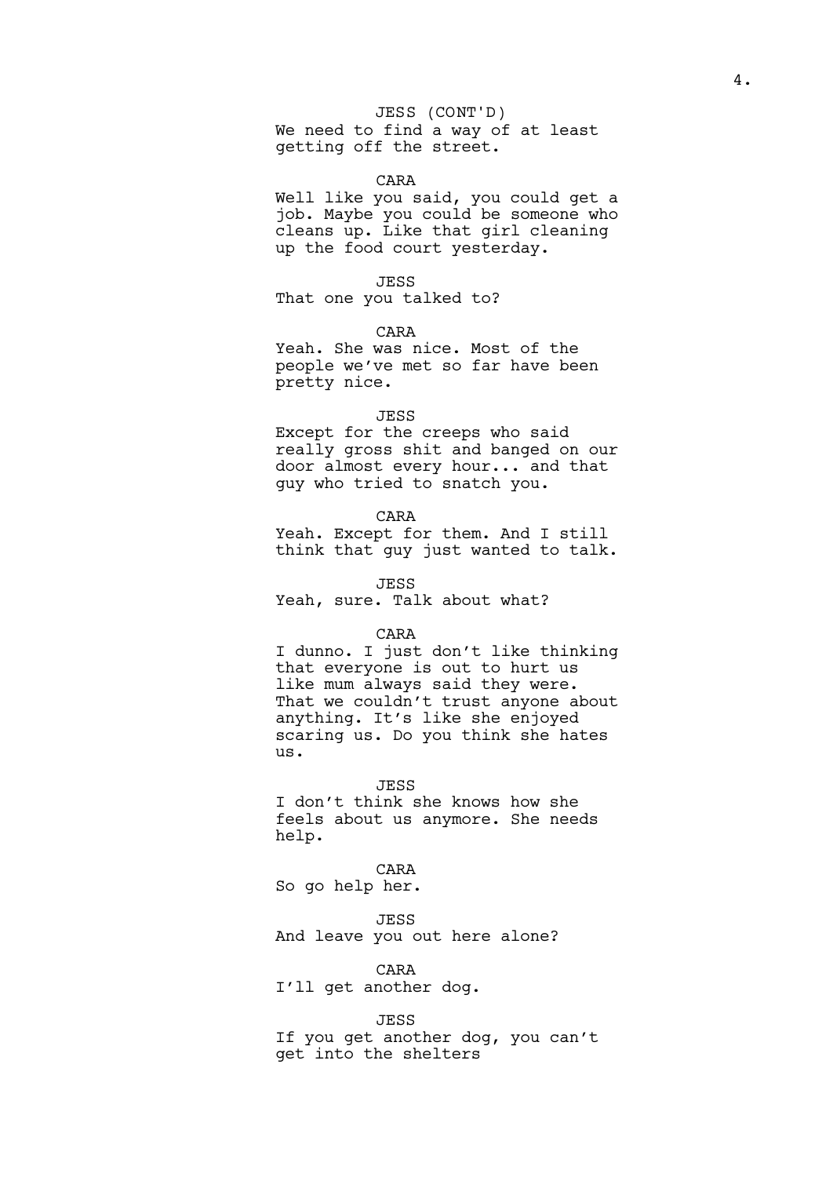JESS (CONT'D)
We need to find a way of at least getting off the street.

CARA
Well like you said, you could get a job. Maybe you could be someone who cleans up. Like that girl cleaning up the food court yesterday.

JESS
That one you talked to?

CARA
Yeah. She was nice. Most of the people we've met so far have been pretty nice.

JESS
Except for the creeps who said really gross shit and banged on our door almost every hour... and that guy who tried to snatch you.

CARA
Yeah. Except for them. And I still think that guy just wanted to talk.

JESS
Yeah, sure. Talk about what?

CARA
I dunno. I just don't like thinking that everyone is out to hurt us like mum always said they were. That we couldn't trust anyone about anything. It's like she enjoyed scaring us. Do you think she hates us.

JESS
I don't think she knows how she feels about us anymore. She needs help.

CARA
So go help her.

JESS
And leave you out here alone?

CARA
I'll get another dog.

JESS
If you get another dog, you can't get into the shelters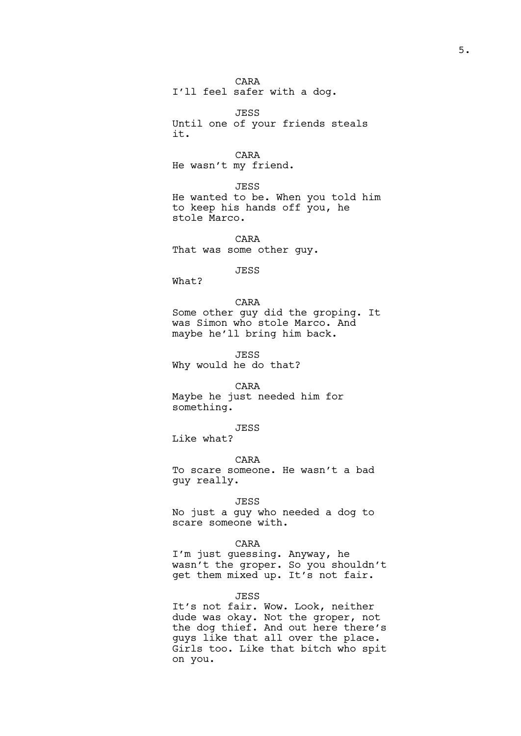CARA
I'll feel safer with a dog.

JESS
Until one of your friends steals it.

CARA
He wasn't my friend.

JESS
He wanted to be. When you told him to keep his hands off you, he stole Marco.

CARA
That was some other guy.

JESS
What?

CARA
Some other guy did the groping. It was Simon who stole Marco. And maybe he'll bring him back.

JESS
Why would he do that?

CARA
Maybe he just needed him for something.

JESS
Like what?

CARA
To scare someone. He wasn't a bad guy really.

JESS
No just a guy who needed a dog to scare someone with.

CARA
I'm just guessing. Anyway, he wasn't the groper. So you shouldn't get them mixed up. It's not fair.

JESS
It's not fair. Wow. Look, neither dude was okay. Not the groper, not the dog thief. And out here there's guys like that all over the place. Girls too. Like that bitch who spit on you.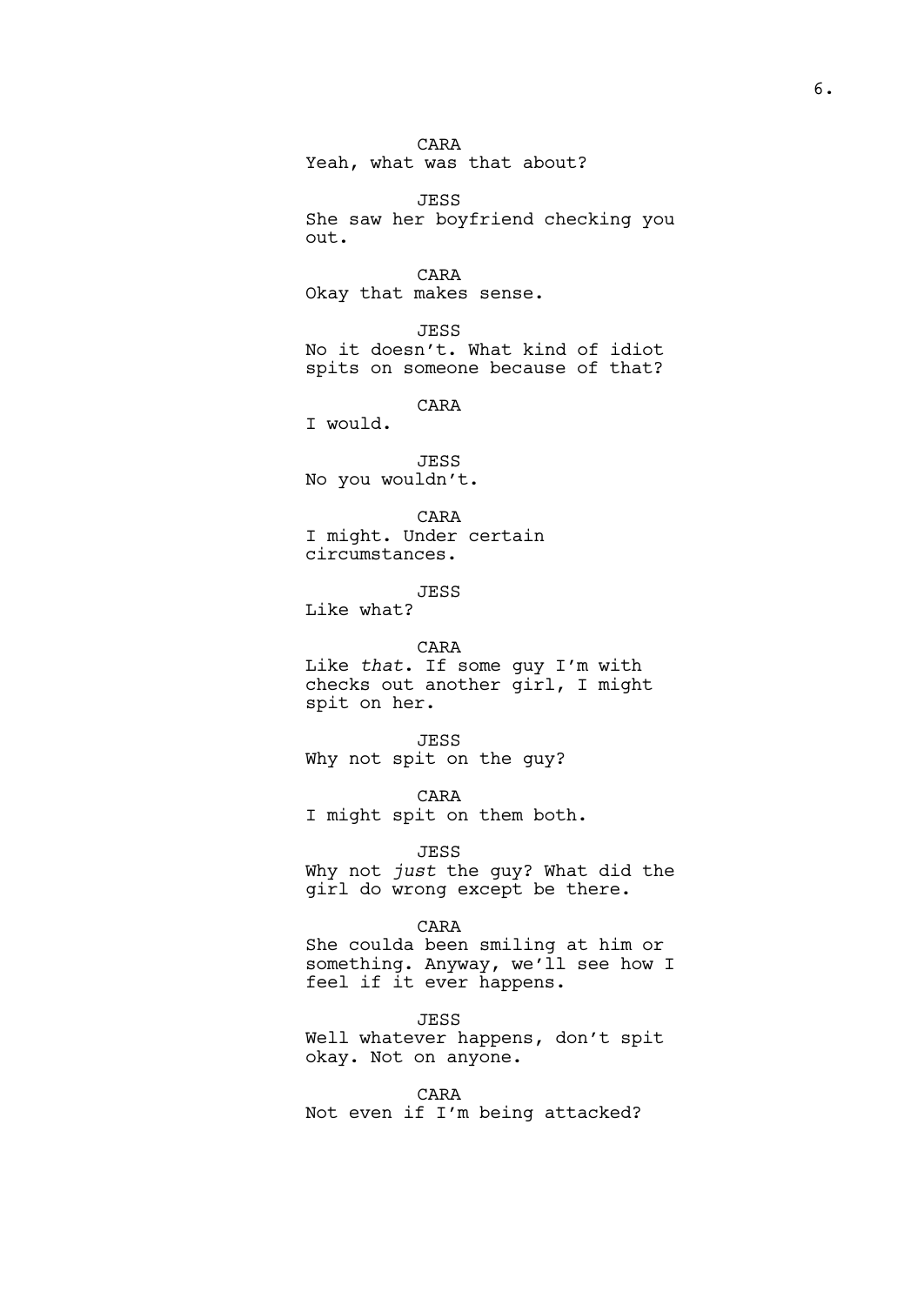CARA
Yeah, what was that about?

JESS
She saw her boyfriend checking you out.

CARA
Okay that makes sense.

JESS
No it doesn't. What kind of idiot spits on someone because of that?

CARA
I would.

JESS
No you wouldn't.

CARA
I might. Under certain circumstances.

JESS
Like what?

CARA
Like *that*. If some guy I'm with checks out another girl, I might spit on her.

JESS
Why not spit on the guy?

CARA
I might spit on them both.

JESS
Why not *just* the guy? What did the girl do wrong except be there.

CARA
She coulda been smiling at him or something. Anyway, we'll see how I feel if it ever happens.

JESS
Well whatever happens, don't spit okay. Not on anyone.

CARA
Not even if I'm being attacked?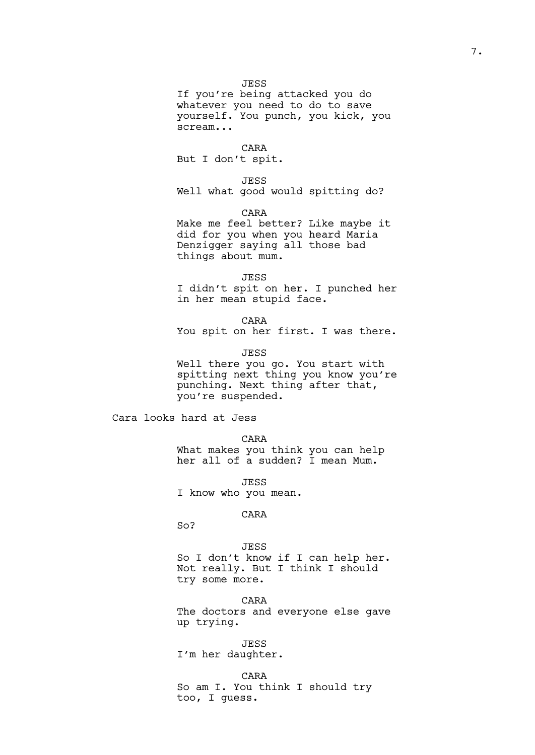JESS
If you're being attacked you do whatever you need to do to save yourself. You punch, you kick, you scream...

CARA
But I don't spit.

JESS
Well what good would spitting do?

CARA
Make me feel better? Like maybe it did for you when you heard Maria Denzigger saying all those bad things about mum.

JESS
I didn't spit on her. I punched her in her mean stupid face.

CARA
You spit on her first. I was there.

JESS
Well there you go. You start with spitting next thing you know you're punching. Next thing after that, you're suspended.

Cara looks hard at Jess

CARA
What makes you think you can help her all of a sudden? I mean Mum.

JESS
I know who you mean.

CARA
So?

JESS
So I don't know if I can help her. Not really. But I think I should try some more.

CARA
The doctors and everyone else gave up trying.

JESS
I'm her daughter.

CARA
So am I. You think I should try too, I guess.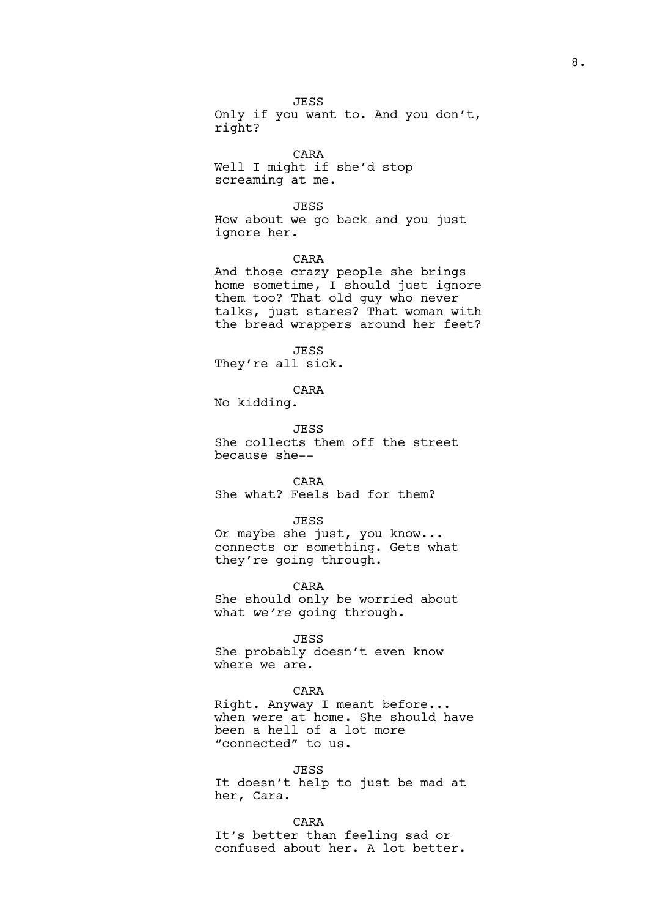JESS
Only if you want to. And you don't, right?

CARA
Well I might if she'd stop screaming at me.

JESS
How about we go back and you just ignore her.

CARA
And those crazy people she brings home sometime, I should just ignore them too? That old guy who never talks, just stares? That woman with the bread wrappers around her feet?

JESS
They're all sick.

CARA
No kidding.

JESS
She collects them off the street because she--

CARA
She what? Feels bad for them?

JESS
Or maybe she just, you know... connects or something. Gets what they're going through.

CARA
She should only be worried about what *we're* going through.

JESS
She probably doesn't even know where we are.

CARA
Right. Anyway I meant before... when were at home. She should have been a hell of a lot more "connected" to us.

JESS
It doesn't help to just be mad at her, Cara.

CARA
It's better than feeling sad or confused about her. A lot better.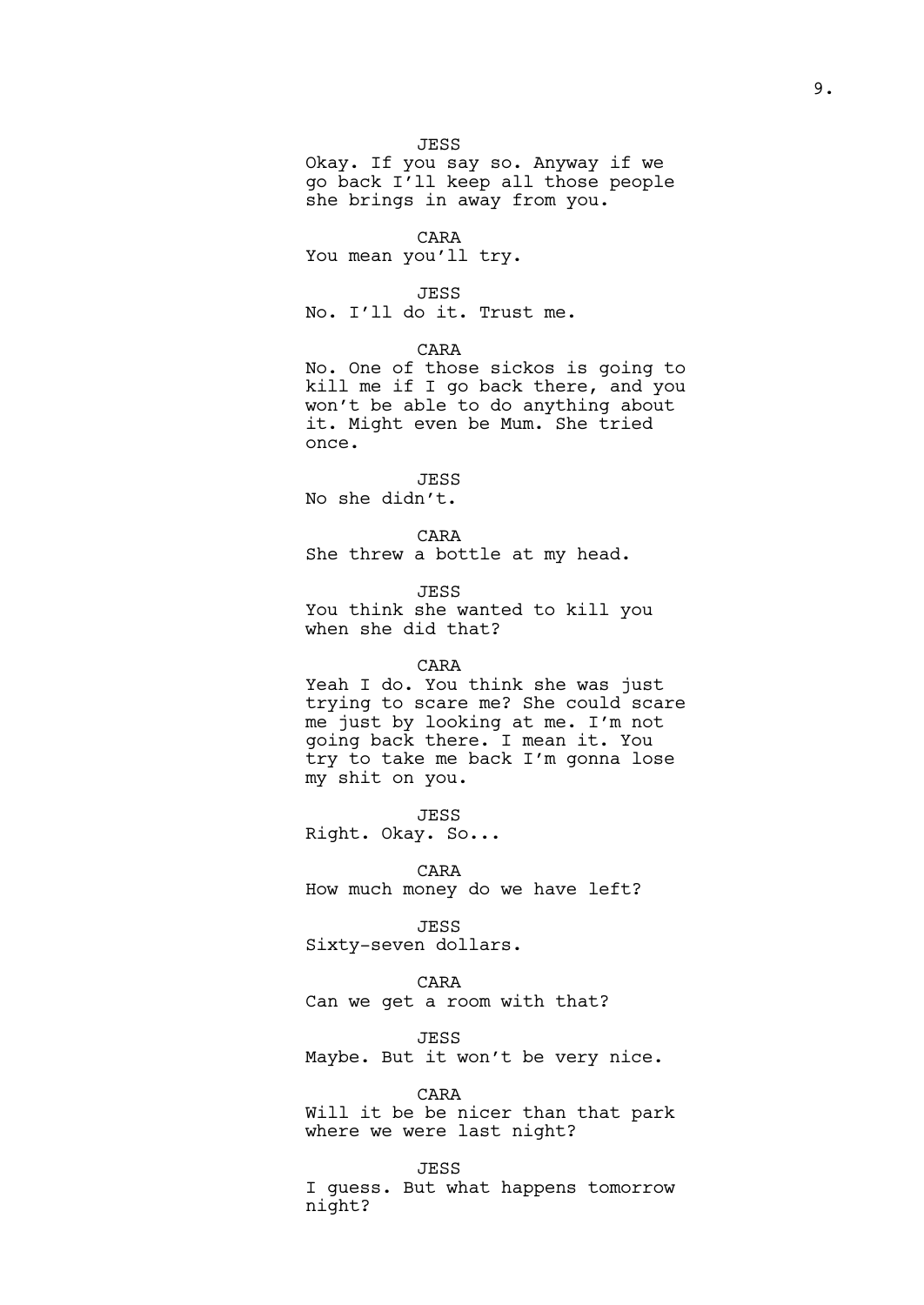JESS
Okay. If you say so. Anyway if we go back I'll keep all those people she brings in away from you.

CARA
You mean you'll try.

JESS
No. I'll do it. Trust me.

CARA
No. One of those sickos is going to kill me if I go back there, and you won't be able to do anything about it. Might even be Mum. She tried once.

JESS
No she didn't.

CARA
She threw a bottle at my head.

JESS
You think she wanted to kill you when she did that?

CARA
Yeah I do. You think she was just trying to scare me? She could scare me just by looking at me. I'm not going back there. I mean it. You try to take me back I'm gonna lose my shit on you.

JESS
Right. Okay. So...

CARA
How much money do we have left?

JESS
Sixty-seven dollars.

CARA
Can we get a room with that?

JESS
Maybe. But it won't be very nice.

CARA
Will it be be nicer than that park where we were last night?

JESS
I guess. But what happens tomorrow night?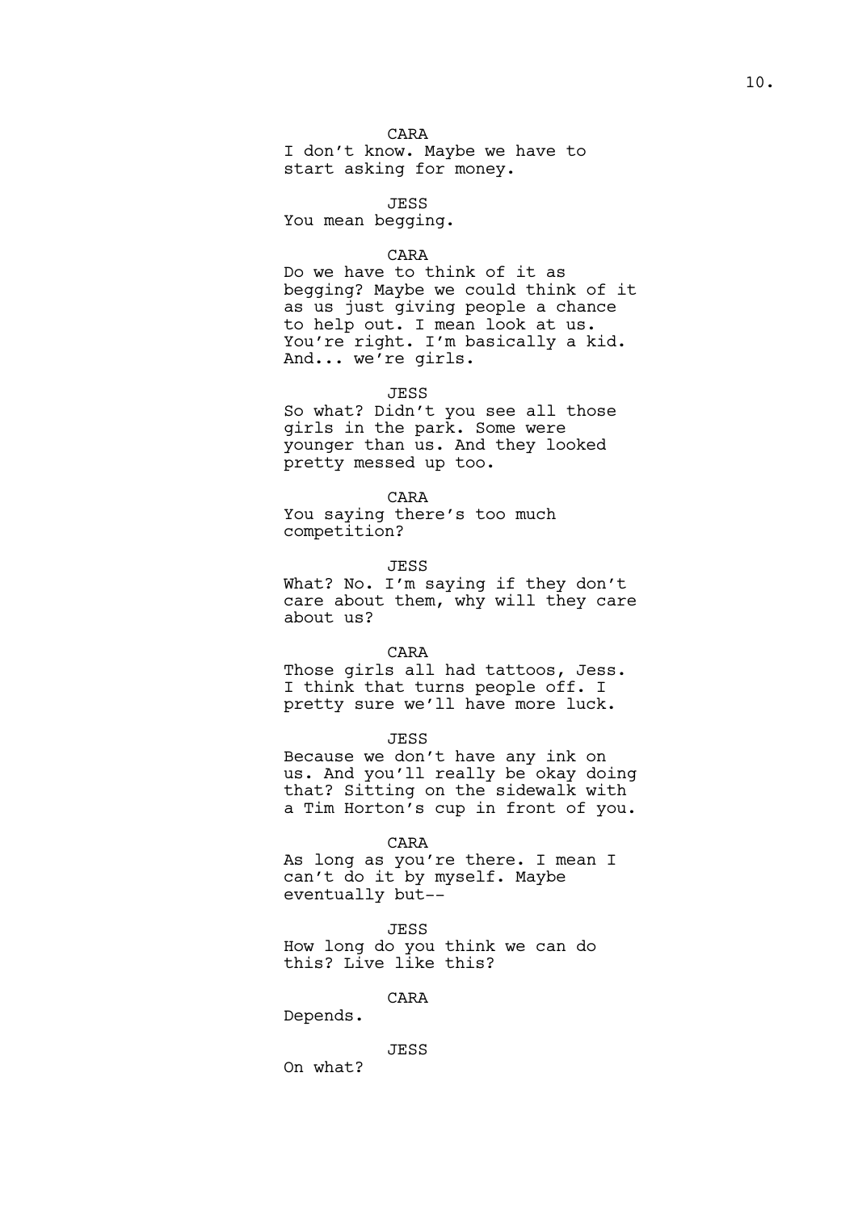CARA

I don't know. Maybe we have to start asking for money.

JESS

You mean begging.

CARA

Do we have to think of it as begging? Maybe we could think of it as us just giving people a chance to help out. I mean look at us. You're right. I'm basically a kid. And... we're girls.

JESS

So what? Didn't you see all those girls in the park. Some were younger than us. And they looked pretty messed up too.

CARA

You saying there's too much competition?

JESS

What? No. I'm saying if they don't care about them, why will they care about us?

CARA

Those girls all had tattoos, Jess. I think that turns people off. I pretty sure we'll have more luck.

JESS

Because we don't have any ink on us. And you'll really be okay doing that? Sitting on the sidewalk with a Tim Horton's cup in front of you.

CARA

As long as you're there. I mean I can't do it by myself. Maybe eventually but--

JESS

How long do you think we can do this? Live like this?

CARA

Depends.

JESS

On what?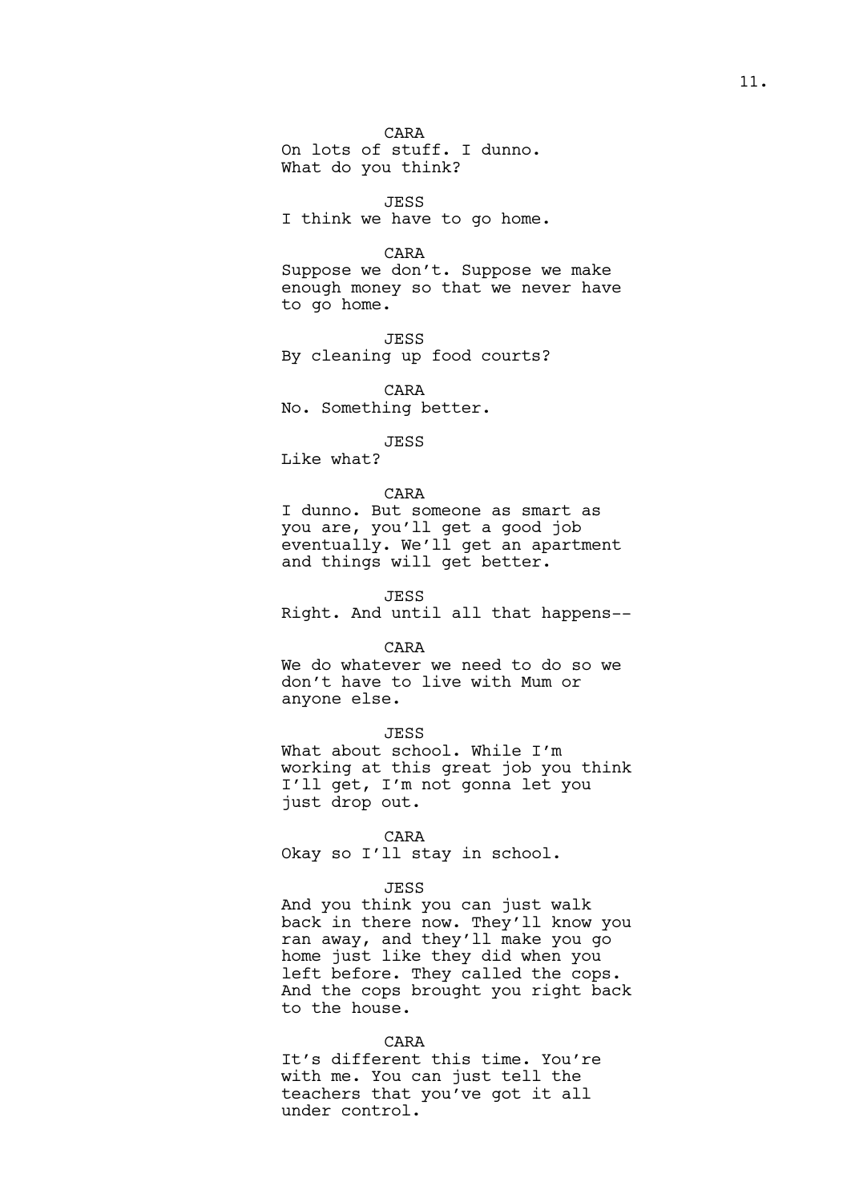CARA
On lots of stuff. I dunno.
What do you think?

JESS
I think we have to go home.

CARA
Suppose we don't. Suppose we make
enough money so that we never have
to go home.

JESS
By cleaning up food courts?

CARA
No. Something better.

JESS
Like what?

CARA
I dunno. But someone as smart as
you are, you'll get a good job
eventually. We'll get an apartment
and things will get better.

JESS
Right. And until all that happens--

CARA
We do whatever we need to do so we
don't have to live with Mum or
anyone else.

JESS
What about school. While I'm
working at this great job you think
I'll get, I'm not gonna let you
just drop out.

CARA
Okay so I'll stay in school.

JESS
And you think you can just walk
back in there now. They'll know you
ran away, and they'll make you go
home just like they did when you
left before. They called the cops.
And the cops brought you right back
to the house.

CARA
It's different this time. You're
with me. You can just tell the
teachers that you've got it all
under control.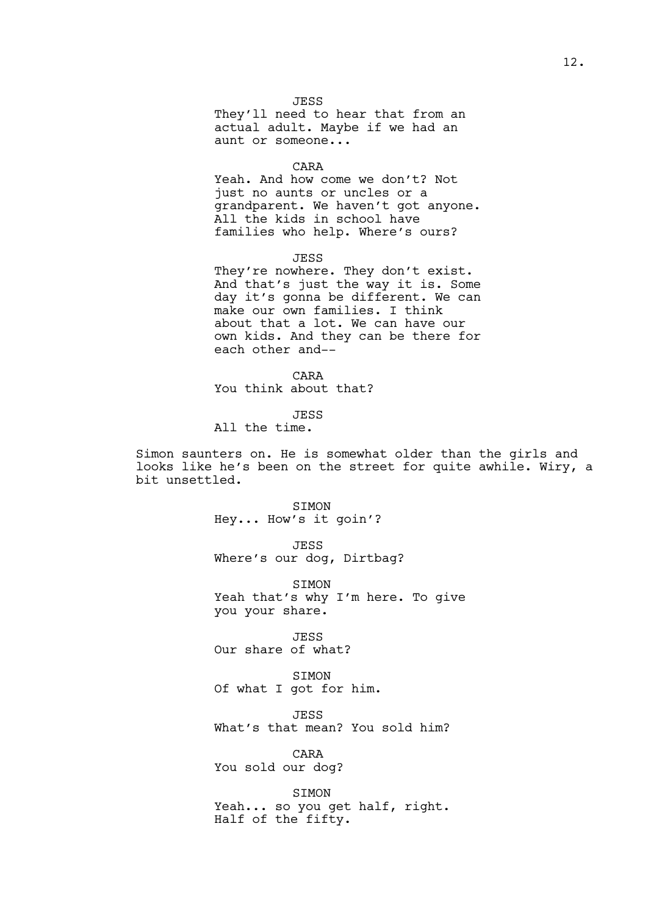JESS
They'll need to hear that from an actual adult. Maybe if we had an aunt or someone...

CARA
Yeah. And how come we don't? Not just no aunts or uncles or a grandparent. We haven't got anyone. All the kids in school have families who help. Where's ours?

JESS
They're nowhere. They don't exist. And that's just the way it is. Some day it's gonna be different. We can make our own families. I think about that a lot. We can have our own kids. And they can be there for each other and--

CARA
You think about that?

JESS
All the time.

Simon saunters on. He is somewhat older than the girls and looks like he's been on the street for quite awhile. Wiry, a bit unsettled.

SIMON
Hey... How's it goin'?

JESS
Where's our dog, Dirtbag?

SIMON
Yeah that's why I'm here. To give you your share.

JESS
Our share of what?

SIMON
Of what I got for him.

JESS
What's that mean? You sold him?

CARA
You sold our dog?

SIMON
Yeah... so you get half, right. Half of the fifty.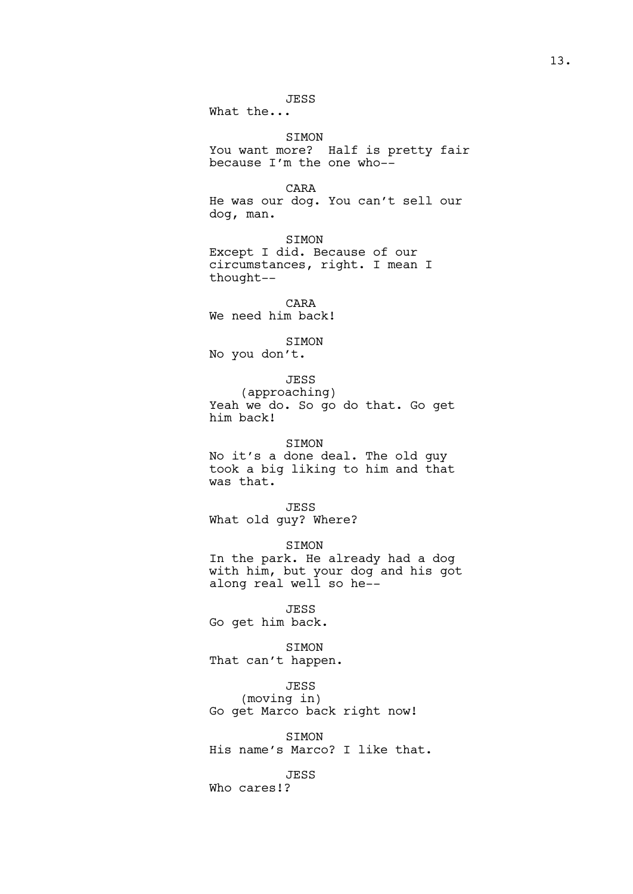JESS
What the...

SIMON
You want more? Half is pretty fair because I'm the one who--

CARA
He was our dog. You can't sell our dog, man.

SIMON
Except I did. Because of our circumstances, right. I mean I thought--

CARA
We need him back!

SIMON
No you don't.

JESS
(approaching)
Yeah we do. So go do that. Go get him back!

SIMON
No it's a done deal. The old guy took a big liking to him and that was that.

JESS
What old guy? Where?

SIMON
In the park. He already had a dog with him, but your dog and his got along real well so he--

JESS
Go get him back.

SIMON
That can't happen.

JESS
(moving in)
Go get Marco back right now!

SIMON
His name's Marco? I like that.

JESS
Who cares!?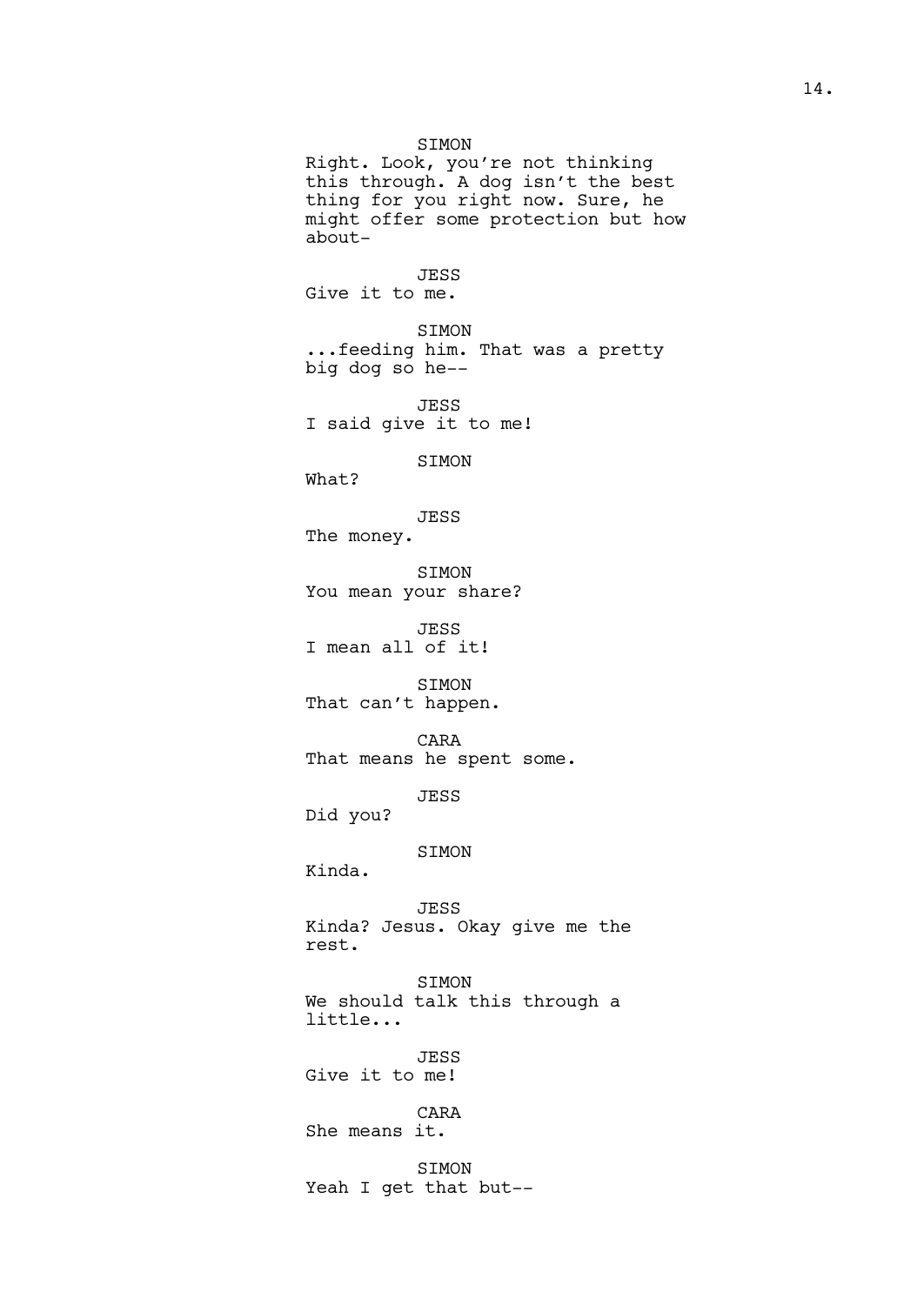SIMON

Right. Look, you're not thinking this through. A dog isn't the best thing for you right now. Sure, he might offer some protection but how about-

JESS

Give it to me.

SIMON

...feeding him. That was a pretty big dog so he--

JESS

I said give it to me!

SIMON

What?

JESS

The money.

SIMON

You mean your share?

JESS

I mean all of it!

SIMON

That can't happen.

CARA

That means he spent some.

JESS

Did you?

SIMON

Kinda.

JESS

Kinda? Jesus. Okay give me the rest.

SIMON

We should talk this through a little...

JESS

Give it to me!

CARA

She means it.

SIMON

Yeah I get that but--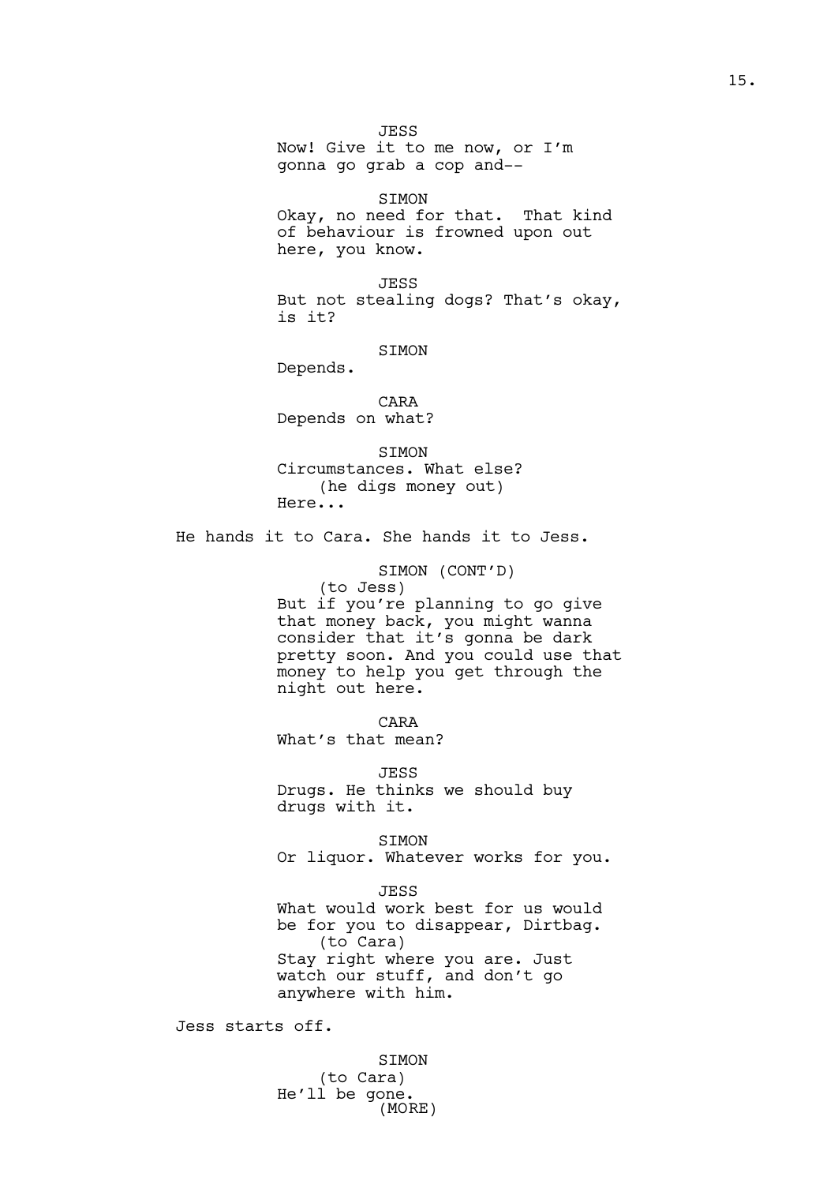JESS
Now! Give it to me now, or I'm gonna go grab a cop and--

SIMON
Okay, no need for that. That kind of behaviour is frowned upon out here, you know.

JESS
But not stealing dogs? That's okay, is it?

SIMON
Depends.

CARA
Depends on what?

SIMON
Circumstances. What else?
(he digs money out)
Here...

He hands it to Cara. She hands it to Jess.

SIMON (CONT'D)
(to Jess)
But if you're planning to go give that money back, you might wanna consider that it's gonna be dark pretty soon. And you could use that money to help you get through the night out here.

CARA
What's that mean?

JESS
Drugs. He thinks we should buy drugs with it.

SIMON
Or liquor. Whatever works for you.

JESS
What would work best for us would be for you to disappear, Dirtbag.
(to Cara)
Stay right where you are. Just watch our stuff, and don't go anywhere with him.

Jess starts off.

SIMON
(to Cara)
He'll be gone.
(MORE)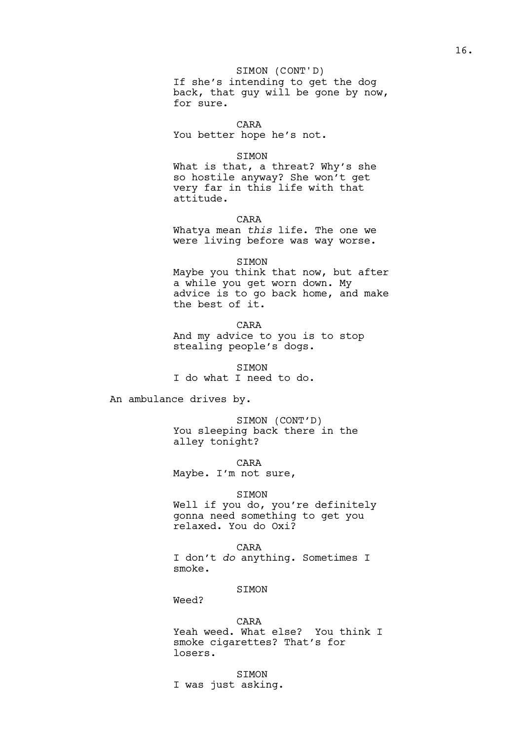SIMON (CONT'D)
If she's intending to get the dog back, that guy will be gone by now, for sure.

CARA
You better hope he's not.

SIMON
What is that, a threat? Why's she so hostile anyway? She won't get very far in this life with that attitude.

CARA
Whatya mean *this* life. The one we were living before was way worse.

SIMON
Maybe you think that now, but after a while you get worn down. My advice is to go back home, and make the best of it.

CARA
And my advice to you is to stop stealing people's dogs.

SIMON
I do what I need to do.

An ambulance drives by.

SIMON (CONT'D)
You sleeping back there in the alley tonight?

CARA
Maybe. I'm not sure,

SIMON
Well if you do, you're definitely gonna need something to get you relaxed. You do Oxi?

CARA
I don't *do* anything. Sometimes I smoke.

SIMON
Weed?

CARA
Yeah weed. What else? You think I smoke cigarettes? That's for losers.

SIMON
I was just asking.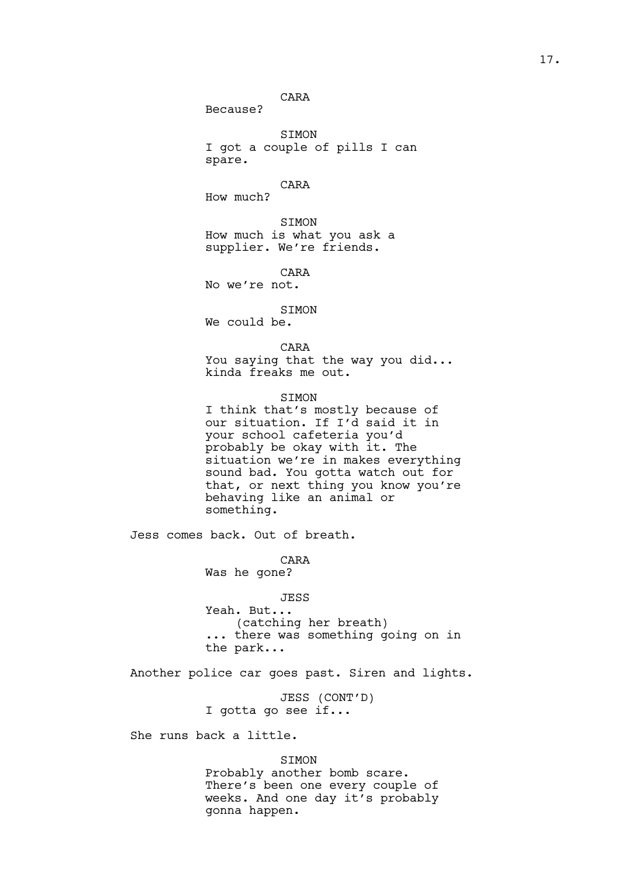CARA

Because?

SIMON

I got a couple of pills I can spare.

CARA

How much?

SIMON

How much is what you ask a supplier. We're friends.

CARA

No we're not.

SIMON

We could be.

CARA

You saying that the way you did... kinda freaks me out.

SIMON

I think that's mostly because of our situation. If I'd said it in your school cafeteria you'd probably be okay with it. The situation we're in makes everything sound bad. You gotta watch out for that, or next thing you know you're behaving like an animal or something.

Jess comes back. Out of breath.

CARA

Was he gone?

JESS

Yeah. But...
(catching her breath)
... there was something going on in the park...

Another police car goes past. Siren and lights.

JESS (CONT'D)

I gotta go see if...

She runs back a little.

SIMON

Probably another bomb scare. There's been one every couple of weeks. And one day it's probably gonna happen.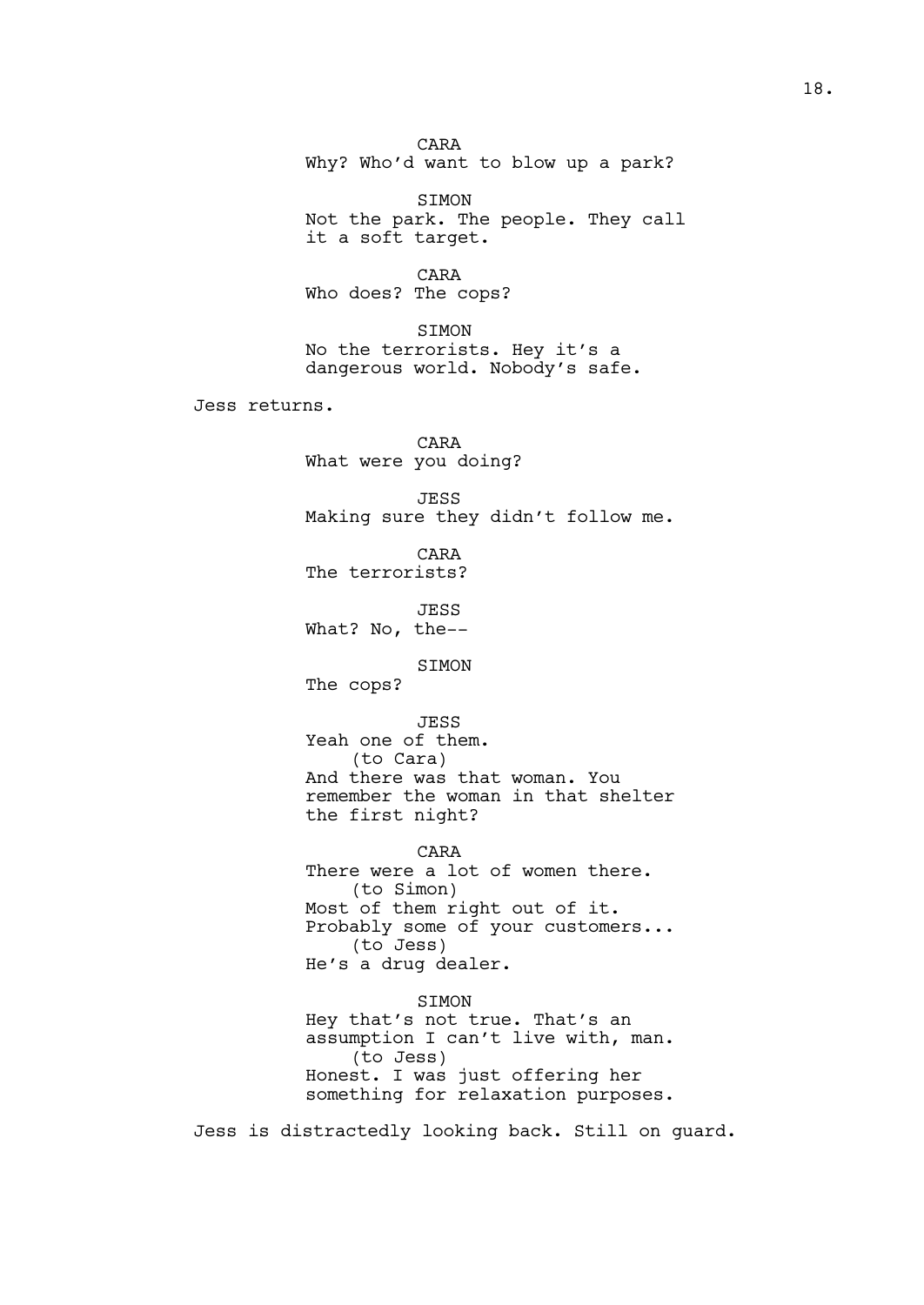CARA
Why? Who'd want to blow up a park?

SIMON
Not the park. The people. They call it a soft target.

CARA
Who does? The cops?

SIMON
No the terrorists. Hey it's a dangerous world. Nobody's safe.

Jess returns.

CARA
What were you doing?

JESS
Making sure they didn't follow me.

CARA
The terrorists?

JESS
What? No, the--

SIMON
The cops?

JESS
Yeah one of them.
(to Cara)
And there was that woman. You remember the woman in that shelter the first night?

CARA
There were a lot of women there.
(to Simon)
Most of them right out of it. Probably some of your customers...
(to Jess)
He's a drug dealer.

SIMON
Hey that's not true. That's an assumption I can't live with, man.
(to Jess)
Honest. I was just offering her something for relaxation purposes.

Jess is distractedly looking back. Still on guard.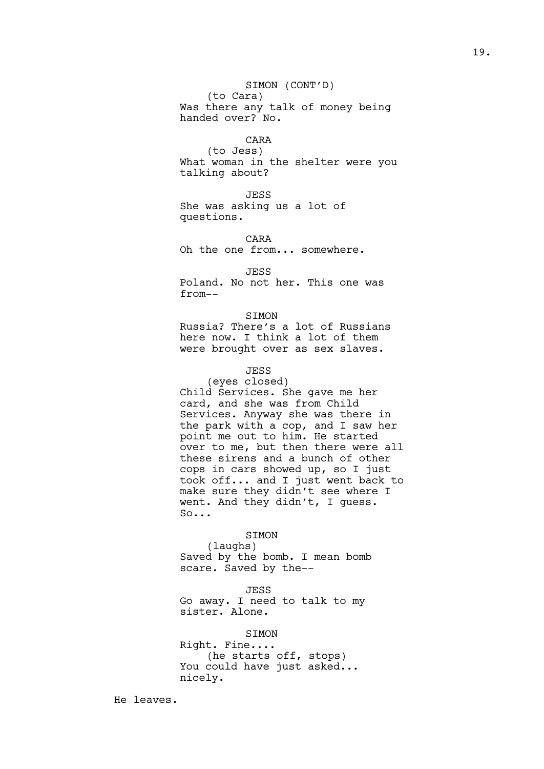SIMON (CONT'D)
(to Cara)
Was there any talk of money being handed over? No.

CARA
(to Jess)
What woman in the shelter were you talking about?

JESS
She was asking us a lot of questions.

CARA
Oh the one from... somewhere.

JESS
Poland. No not her. This one was from--

SIMON
Russia? There's a lot of Russians here now. I think a lot of them were brought over as sex slaves.

JESS
(eyes closed)
Child Services. She gave me her card, and she was from Child Services. Anyway she was there in the park with a cop, and I saw her point me out to him. He started over to me, but then there were all these sirens and a bunch of other cops in cars showed up, so I just took off... and I just went back to make sure they didn't see where I went. And they didn't, I guess. So...

SIMON
(laughs)
Saved by the bomb. I mean bomb scare. Saved by the--

JESS
Go away. I need to talk to my sister. Alone.

SIMON
Right. Fine....
(he starts off, stops)
You could have just asked... nicely.

He leaves.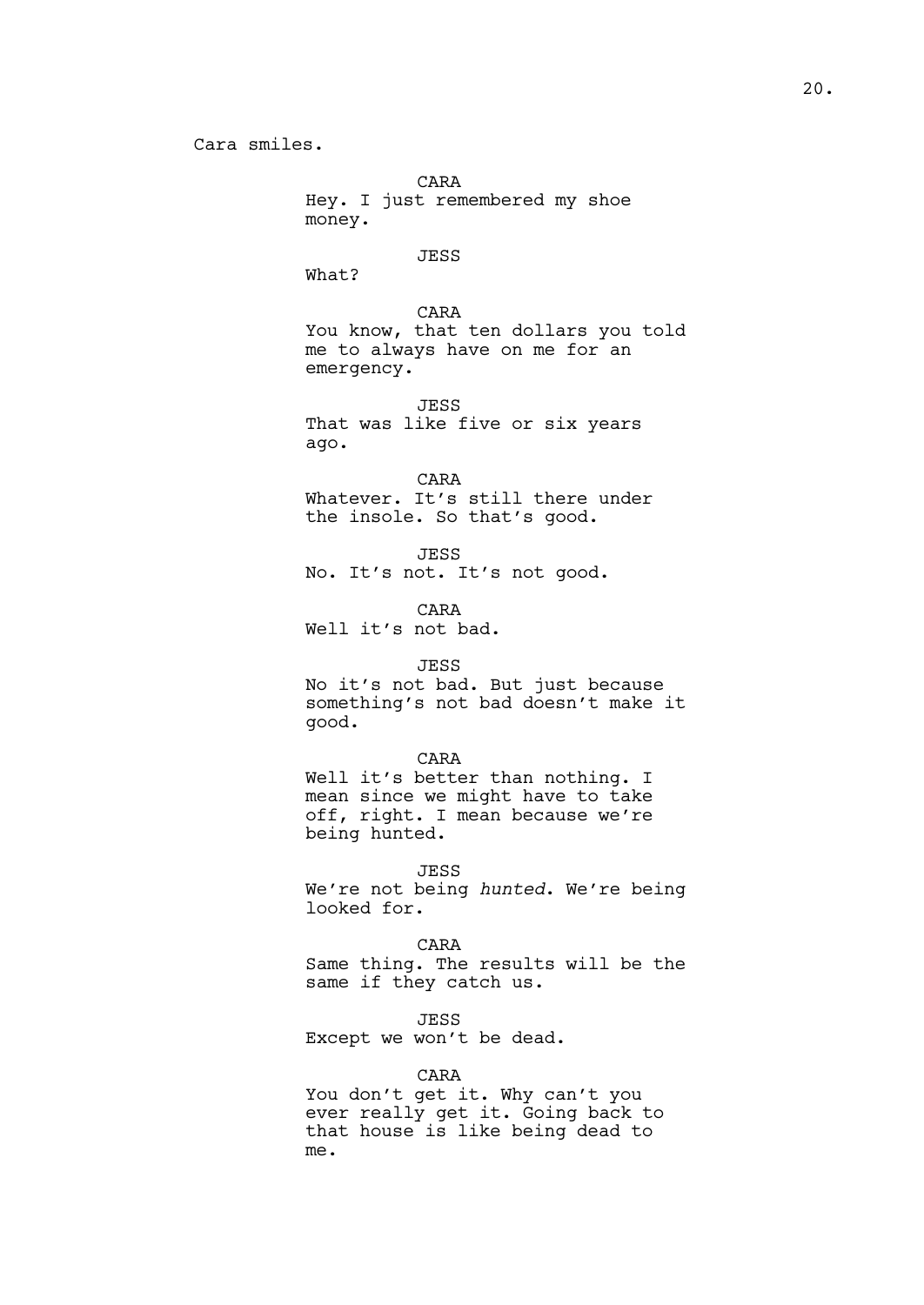Cara smiles.

CARA
Hey. I just remembered my shoe money.

JESS
What?

CARA
You know, that ten dollars you told me to always have on me for an emergency.

JESS
That was like five or six years ago.

CARA
Whatever. It's still there under the insole. So that's good.

JESS
No. It's not. It's not good.

CARA
Well it's not bad.

JESS
No it's not bad. But just because something's not bad doesn't make it good.

CARA
Well it's better than nothing. I mean since we might have to take off, right. I mean because we're being hunted.

JESS
We're not being *hunted*. We're being looked for.

CARA
Same thing. The results will be the same if they catch us.

JESS
Except we won't be dead.

CARA
You don't get it. Why can't you ever really get it. Going back to that house is like being dead to me.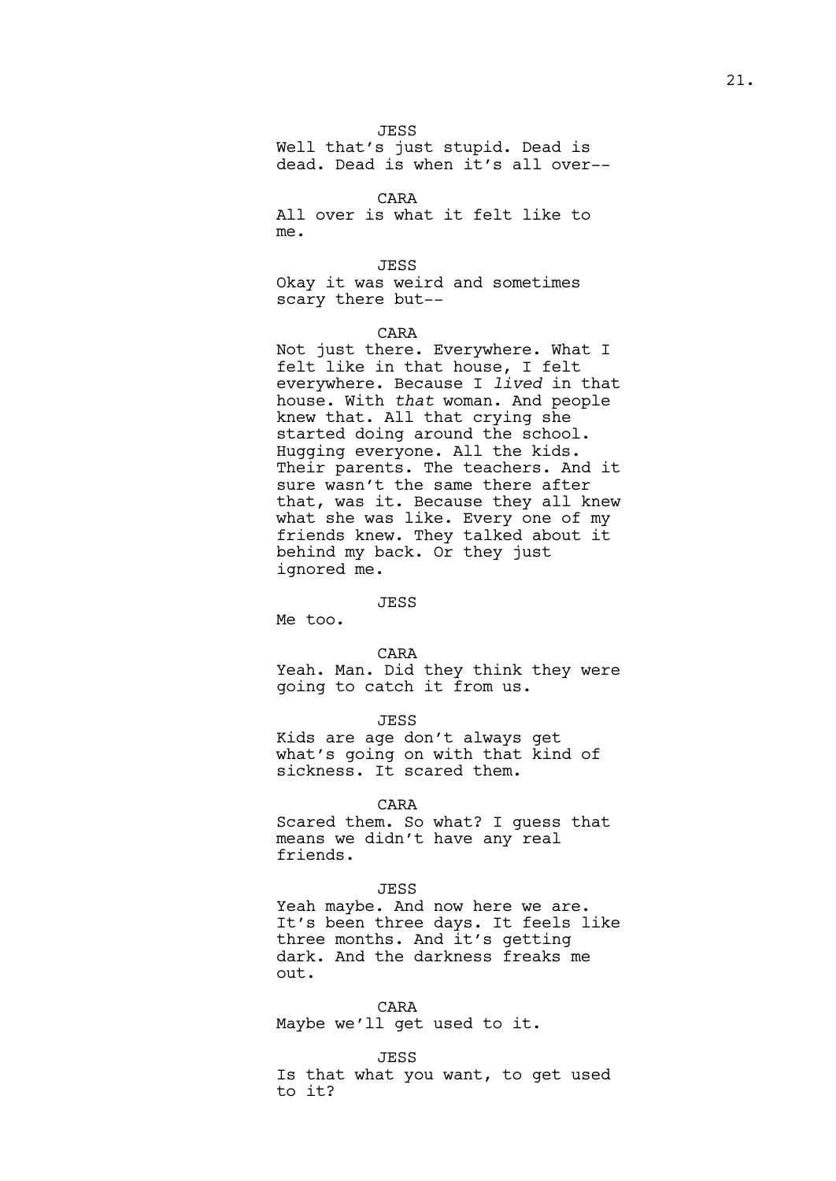JESS

Well that's just stupid. Dead is dead. Dead is when it's all over--

CARA

All over is what it felt like to me.

JESS

Okay it was weird and sometimes scary there but--

CARA

Not just there. Everywhere. What I felt like in that house, I felt everywhere. Because I *lived* in that house. With *that* woman. And people knew that. All that crying she started doing around the school. Hugging everyone. All the kids. Their parents. The teachers. And it sure wasn't the same there after that, was it. Because they all knew what she was like. Every one of my friends knew. They talked about it behind my back. Or they just ignored me.

JESS

Me too.

CARA

Yeah. Man. Did they think they were going to catch it from us.

JESS

Kids are age don't always get what's going on with that kind of sickness. It scared them.

CARA

Scared them. So what? I guess that means we didn't have any real friends.

JESS

Yeah maybe. And now here we are. It's been three days. It feels like three months. And it's getting dark. And the darkness freaks me out.

CARA

Maybe we'll get used to it.

JESS

Is that what you want, to get used to it?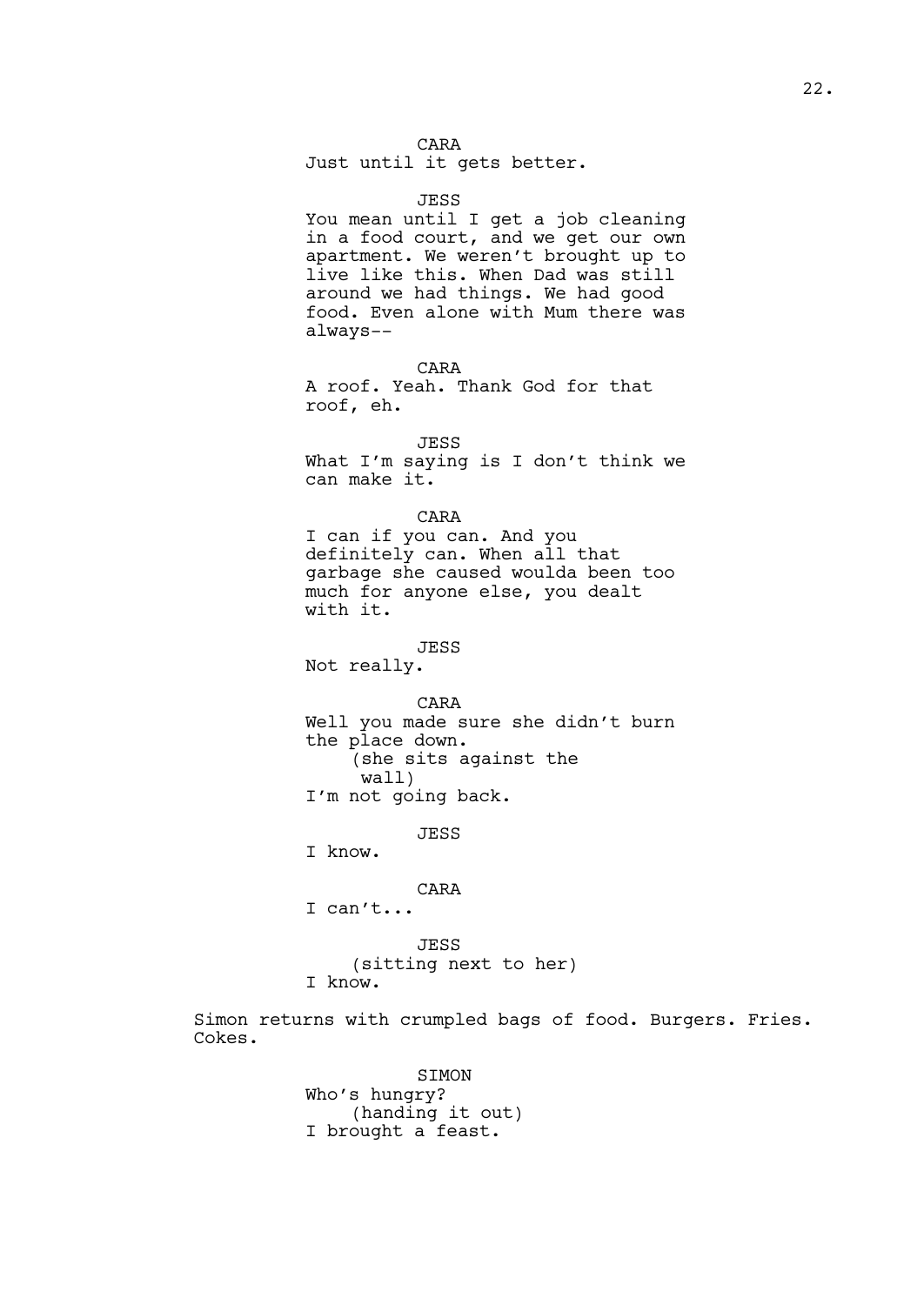CARA
Just until it gets better.

JESS
You mean until I get a job cleaning in a food court, and we get our own apartment. We weren't brought up to live like this. When Dad was still around we had things. We had good food. Even alone with Mum there was always--

CARA
A roof. Yeah. Thank God for that roof, eh.

JESS
What I'm saying is I don't think we can make it.

CARA
I can if you can. And you definitely can. When all that garbage she caused woulda been too much for anyone else, you dealt with it.

JESS
Not really.

CARA
Well you made sure she didn't burn the place down.
(she sits against the wall)
I'm not going back.

JESS
I know.

CARA
I can't...

JESS
(sitting next to her)
I know.

Simon returns with crumpled bags of food. Burgers. Fries. Cokes.

SIMON
Who's hungry?
(handing it out)
I brought a feast.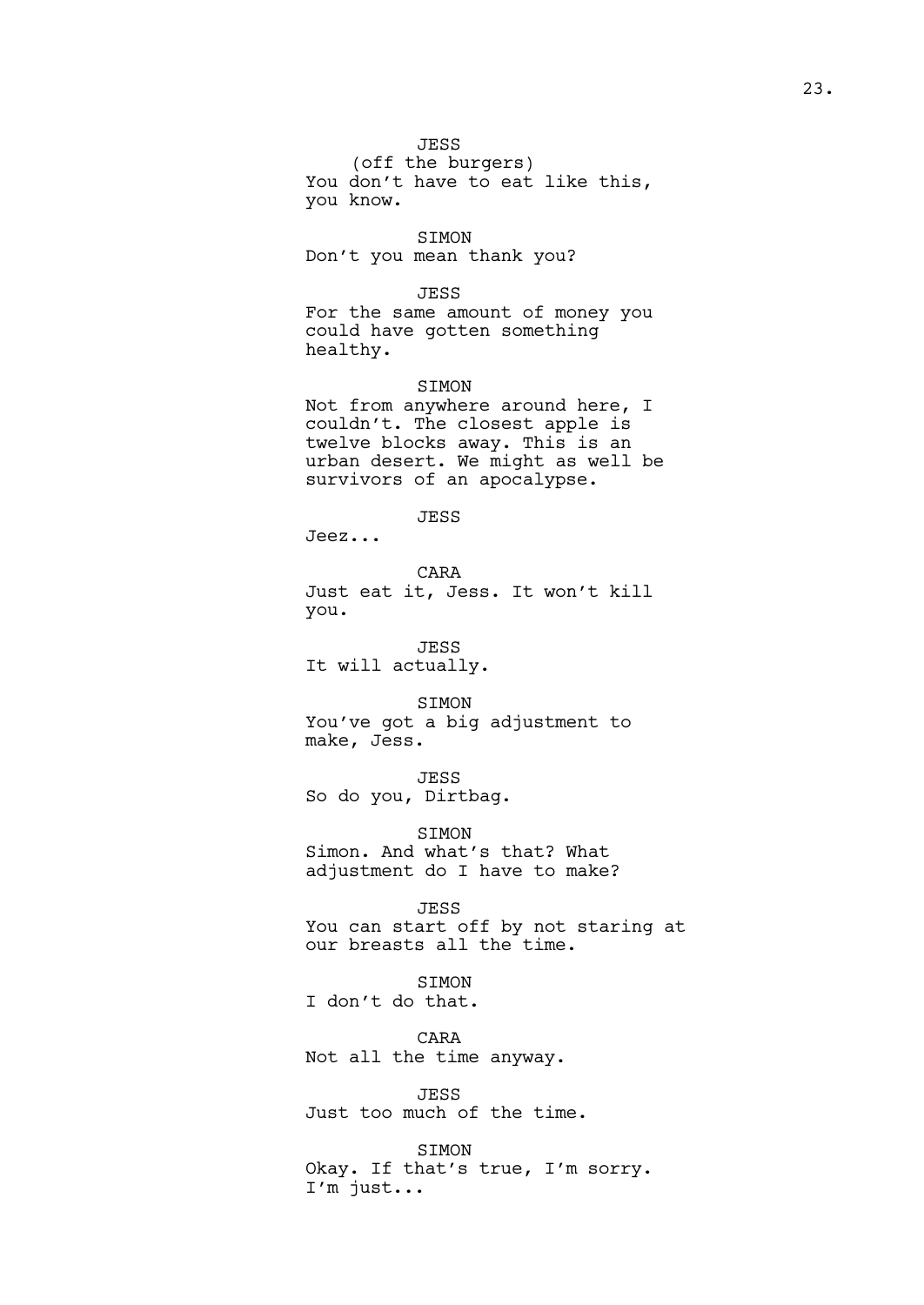JESS
(off the burgers)
You don't have to eat like this, you know.

SIMON
Don't you mean thank you?

JESS
For the same amount of money you could have gotten something healthy.

SIMON
Not from anywhere around here, I couldn't. The closest apple is twelve blocks away. This is an urban desert. We might as well be survivors of an apocalypse.

JESS
Jeez...

CARA
Just eat it, Jess. It won't kill you.

JESS
It will actually.

SIMON
You've got a big adjustment to make, Jess.

JESS
So do you, Dirtbag.

SIMON
Simon. And what's that? What adjustment do I have to make?

JESS
You can start off by not staring at our breasts all the time.

SIMON
I don't do that.

CARA
Not all the time anyway.

JESS
Just too much of the time.

SIMON
Okay. If that's true, I'm sorry. I'm just...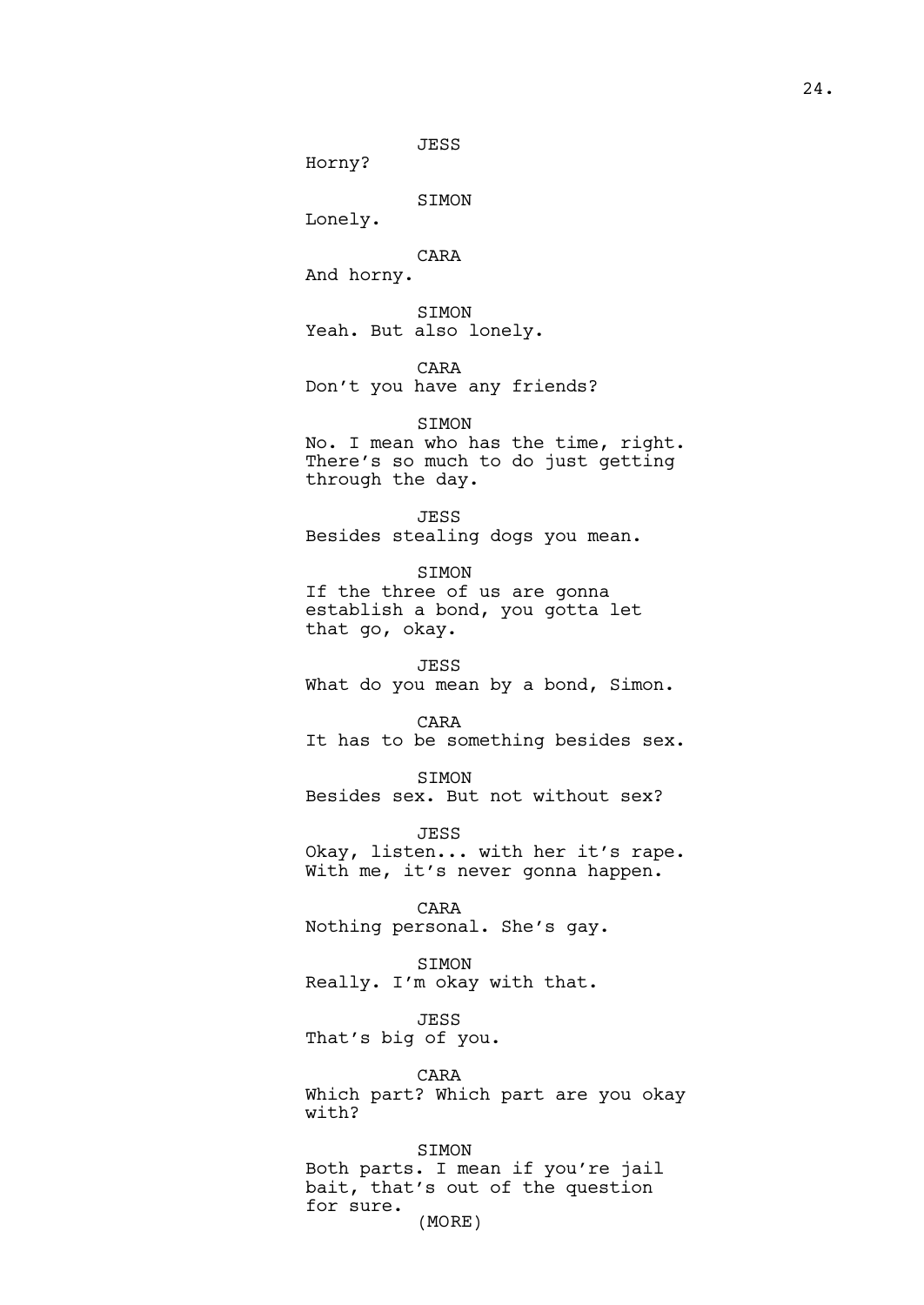JESS
Horny?

SIMON
Lonely.

CARA
And horny.

SIMON
Yeah. But also lonely.

CARA
Don't you have any friends?

SIMON
No. I mean who has the time, right. There's so much to do just getting through the day.

JESS
Besides stealing dogs you mean.

SIMON
If the three of us are gonna establish a bond, you gotta let that go, okay.

JESS
What do you mean by a bond, Simon.

CARA
It has to be something besides sex.

SIMON
Besides sex. But not without sex?

JESS
Okay, listen... with her it's rape. With me, it's never gonna happen.

CARA
Nothing personal. She's gay.

SIMON
Really. I'm okay with that.

JESS
That's big of you.

CARA
Which part? Which part are you okay with?

SIMON
Both parts. I mean if you're jail bait, that's out of the question for sure.
(MORE)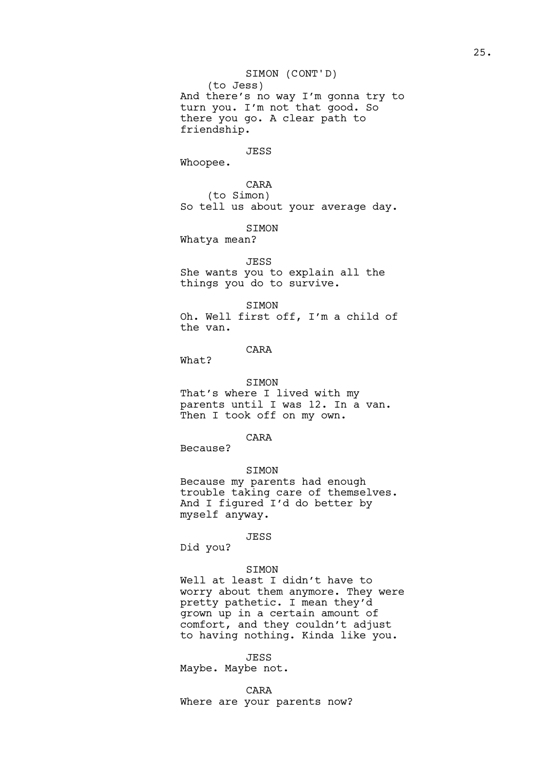SIMON (CONT'D)
(to Jess)
And there's no way I'm gonna try to turn you. I'm not that good. So there you go. A clear path to friendship.

JESS
Whoopee.

CARA
(to Simon)
So tell us about your average day.

SIMON
Whatya mean?

JESS
She wants you to explain all the things you do to survive.

SIMON
Oh. Well first off, I'm a child of the van.

CARA
What?

SIMON
That's where I lived with my parents until I was 12. In a van. Then I took off on my own.

CARA
Because?

SIMON
Because my parents had enough trouble taking care of themselves. And I figured I'd do better by myself anyway.

JESS
Did you?

SIMON
Well at least I didn't have to worry about them anymore. They were pretty pathetic. I mean they'd grown up in a certain amount of comfort, and they couldn't adjust to having nothing. Kinda like you.

JESS
Maybe. Maybe not.

CARA
Where are your parents now?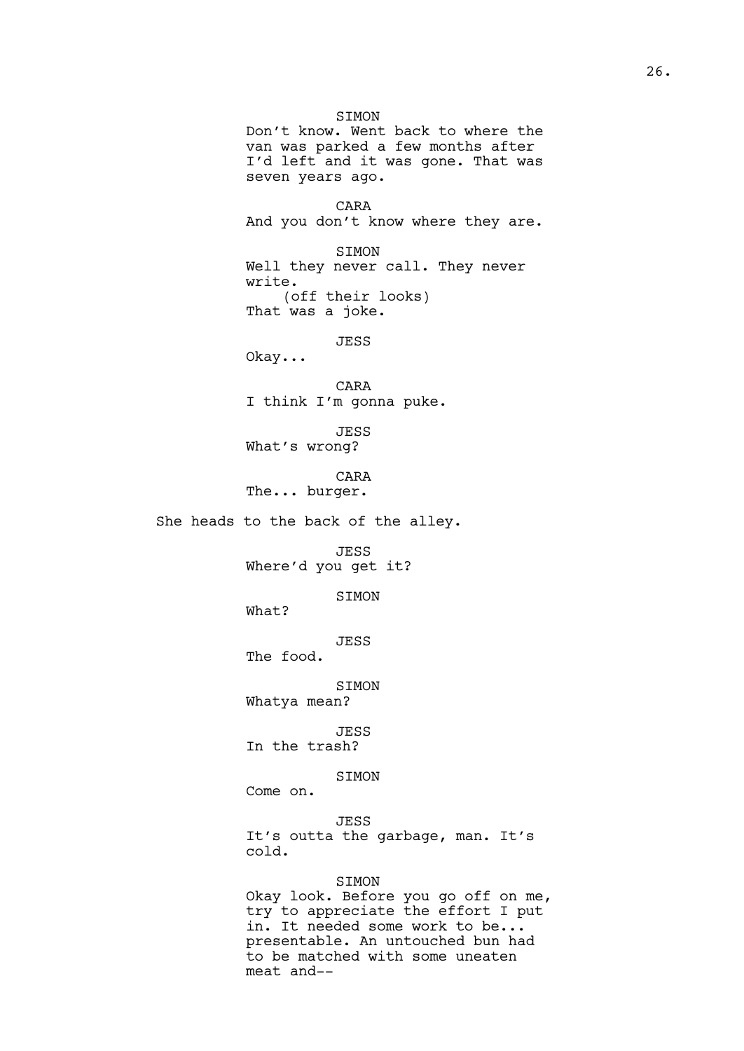SIMON
Don't know. Went back to where the van was parked a few months after I'd left and it was gone. That was seven years ago.

CARA
And you don't know where they are.

SIMON
Well they never call. They never write.
(off their looks)
That was a joke.

JESS
Okay...

CARA
I think I'm gonna puke.

JESS
What's wrong?

CARA
The... burger.

She heads to the back of the alley.

JESS
Where'd you get it?

SIMON
What?

JESS
The food.

SIMON
Whatya mean?

JESS
In the trash?

SIMON
Come on.

JESS
It's outta the garbage, man. It's cold.

SIMON
Okay look. Before you go off on me, try to appreciate the effort I put in. It needed some work to be... presentable. An untouched bun had to be matched with some uneaten meat and--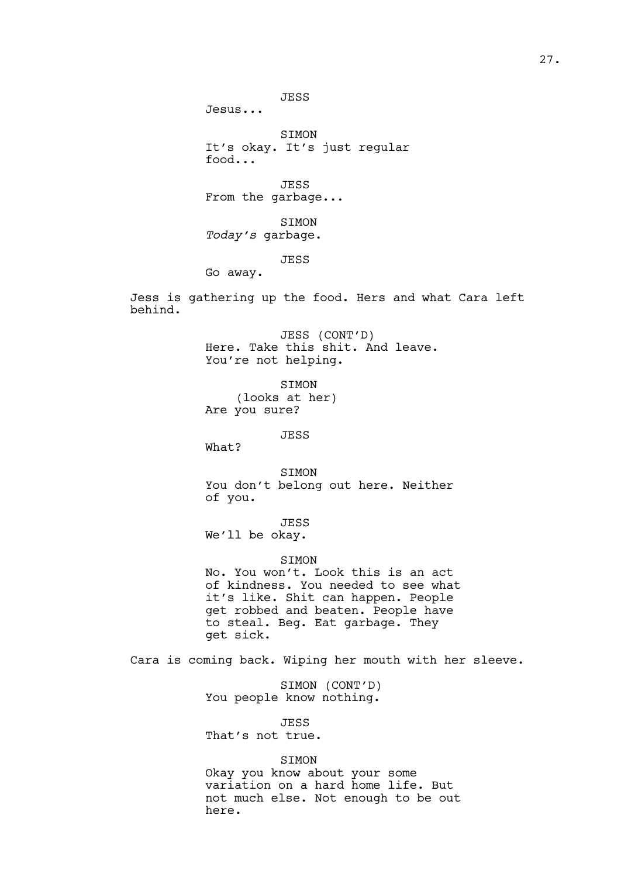JESS
Jesus...

SIMON
It's okay. It's just regular food...

JESS
From the garbage...

SIMON
*Today's* garbage.

JESS
Go away.

Jess is gathering up the food. Hers and what Cara left behind.

JESS (CONT'D)
Here. Take this shit. And leave. You're not helping.

SIMON
(looks at her)
Are you sure?

JESS
What?

SIMON
You don't belong out here. Neither of you.

JESS
We'll be okay.

SIMON
No. You won't. Look this is an act of kindness. You needed to see what it's like. Shit can happen. People get robbed and beaten. People have to steal. Beg. Eat garbage. They get sick.

Cara is coming back. Wiping her mouth with her sleeve.

SIMON (CONT'D)
You people know nothing.

JESS
That's not true.

SIMON
Okay you know about your some variation on a hard home life. But not much else. Not enough to be out here.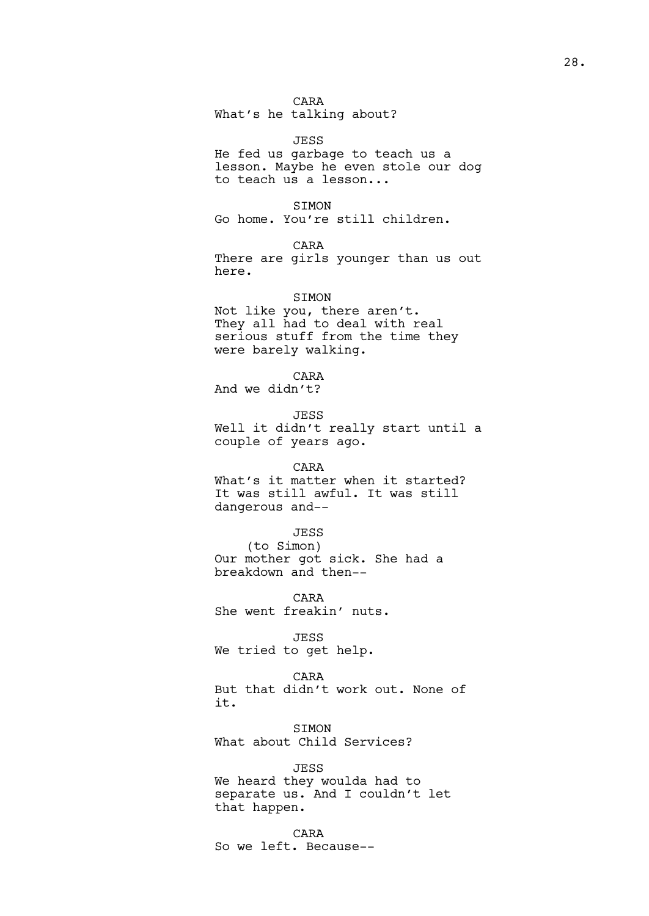CARA
What's he talking about?

JESS
He fed us garbage to teach us a lesson. Maybe he even stole our dog to teach us a lesson...

SIMON
Go home. You're still children.

CARA
There are girls younger than us out here.

SIMON
Not like you, there aren't. They all had to deal with real serious stuff from the time they were barely walking.

CARA
And we didn't?

JESS
Well it didn't really start until a couple of years ago.

CARA
What's it matter when it started? It was still awful. It was still dangerous and--

JESS
(to Simon)
Our mother got sick. She had a breakdown and then--

CARA
She went freakin' nuts.

JESS
We tried to get help.

CARA
But that didn't work out. None of it.

SIMON
What about Child Services?

JESS
We heard they woulda had to separate us. And I couldn't let that happen.

CARA
So we left. Because--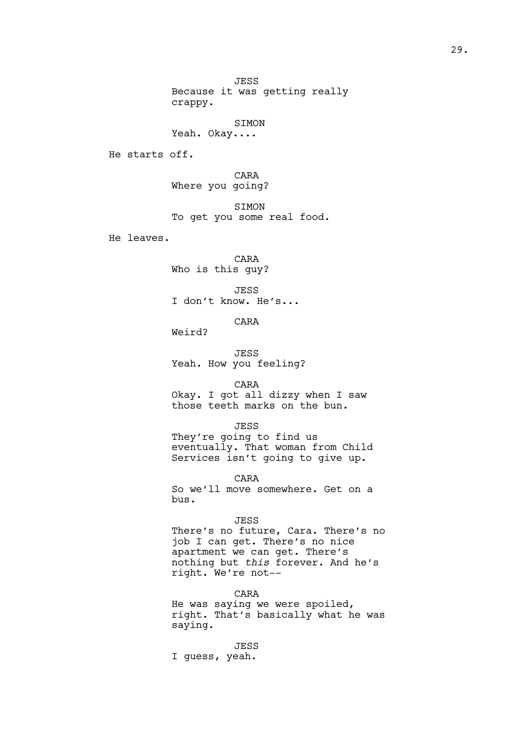JESS
Because it was getting really crappy.

SIMON
Yeah. Okay....

He starts off.

CARA
Where you going?

SIMON
To get you some real food.

He leaves.

CARA
Who is this guy?

JESS
I don't know. He's...

CARA
Weird?

JESS
Yeah. How you feeling?

CARA
Okay. I got all dizzy when I saw those teeth marks on the bun.

JESS
They're going to find us eventually. That woman from Child Services isn't going to give up.

CARA
So we'll move somewhere. Get on a bus.

JESS
There's no future, Cara. There's no job I can get. There's no nice apartment we can get. There's nothing but *this* forever. And he's right. We're not--

CARA
He was saying we were spoiled, right. That's basically what he was saying.

JESS
I guess, yeah.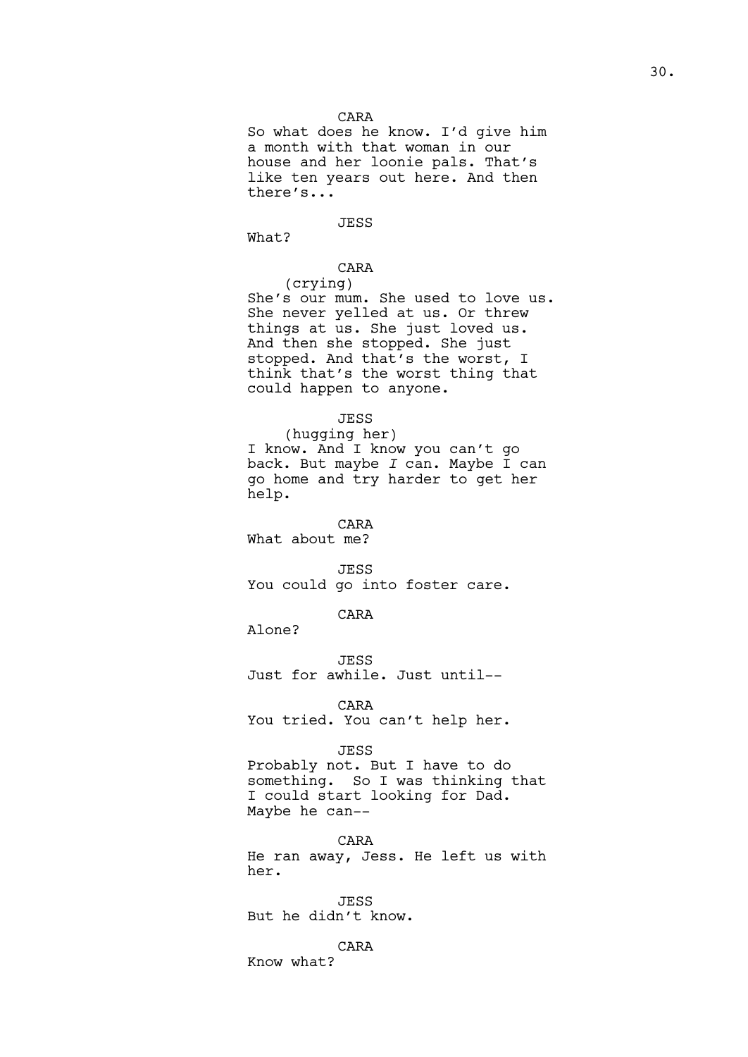CARA

So what does he know. I'd give him a month with that woman in our house and her loonie pals. That's like ten years out here. And then there's...

JESS

What?

CARA

(crying)

She's our mum. She used to love us. She never yelled at us. Or threw things at us. She just loved us. And then she stopped. She just stopped. And that's the worst, I think that's the worst thing that could happen to anyone.

JESS

(hugging her)

I know. And I know you can't go back. But maybe *I* can. Maybe I can go home and try harder to get her help.

CARA

What about me?

JESS

You could go into foster care.

CARA

Alone?

JESS

Just for awhile. Just until--

CARA

You tried. You can't help her.

JESS

Probably not. But I have to do something.  So I was thinking that I could start looking for Dad. Maybe he can--

CARA

He ran away, Jess. He left us with her.

JESS

But he didn't know.

CARA

Know what?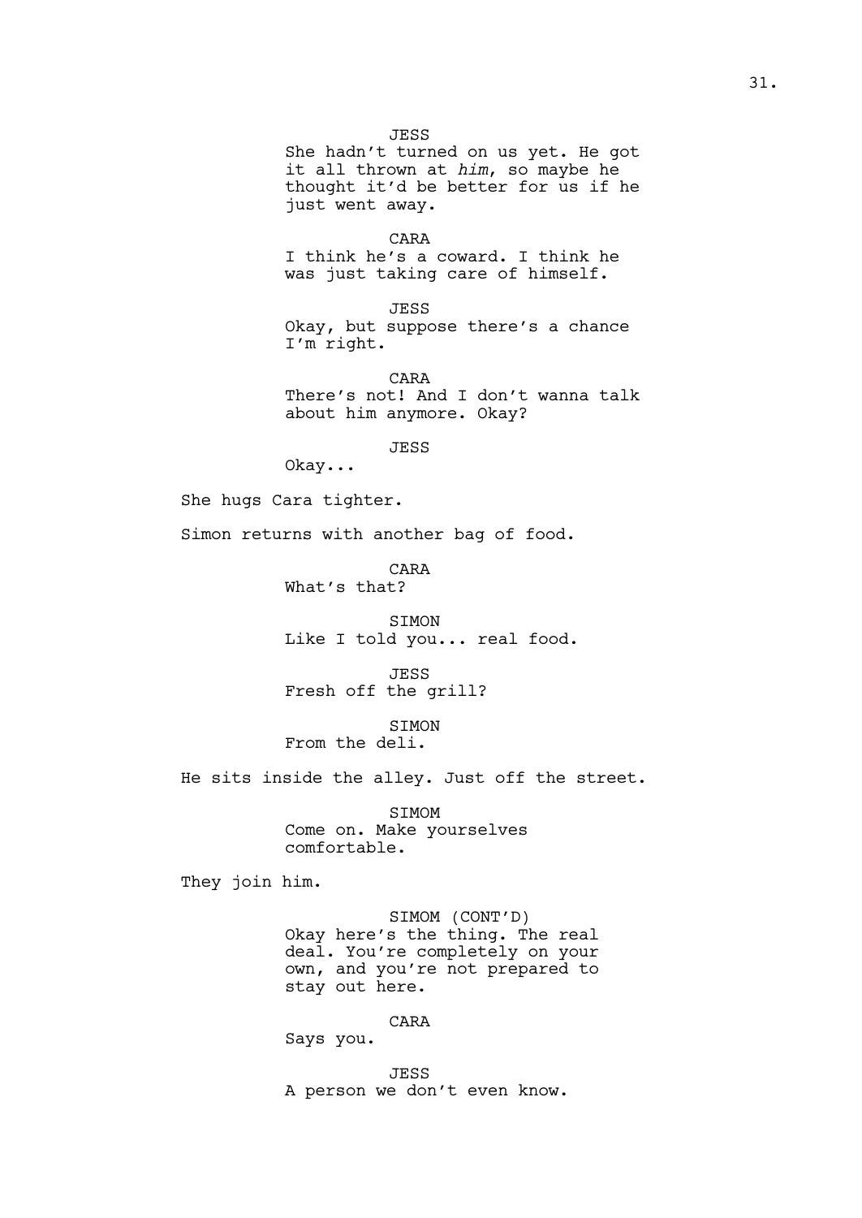JESS

She hadn't turned on us yet. He got it all thrown at *him*, so maybe he thought it'd be better for us if he just went away.

CARA

I think he's a coward. I think he was just taking care of himself.

JESS

Okay, but suppose there's a chance I'm right.

CARA

There's not! And I don't wanna talk about him anymore. Okay?

JESS

Okay...

She hugs Cara tighter.

Simon returns with another bag of food.

CARA

What's that?

SIMON

Like I told you... real food.

JESS

Fresh off the grill?

SIMON

From the deli.

He sits inside the alley. Just off the street.

SIMOM

Come on. Make yourselves comfortable.

They join him.

SIMOM (CONT'D)

Okay here's the thing. The real deal. You're completely on your own, and you're not prepared to stay out here.

CARA

Says you.

JESS

A person we don't even know.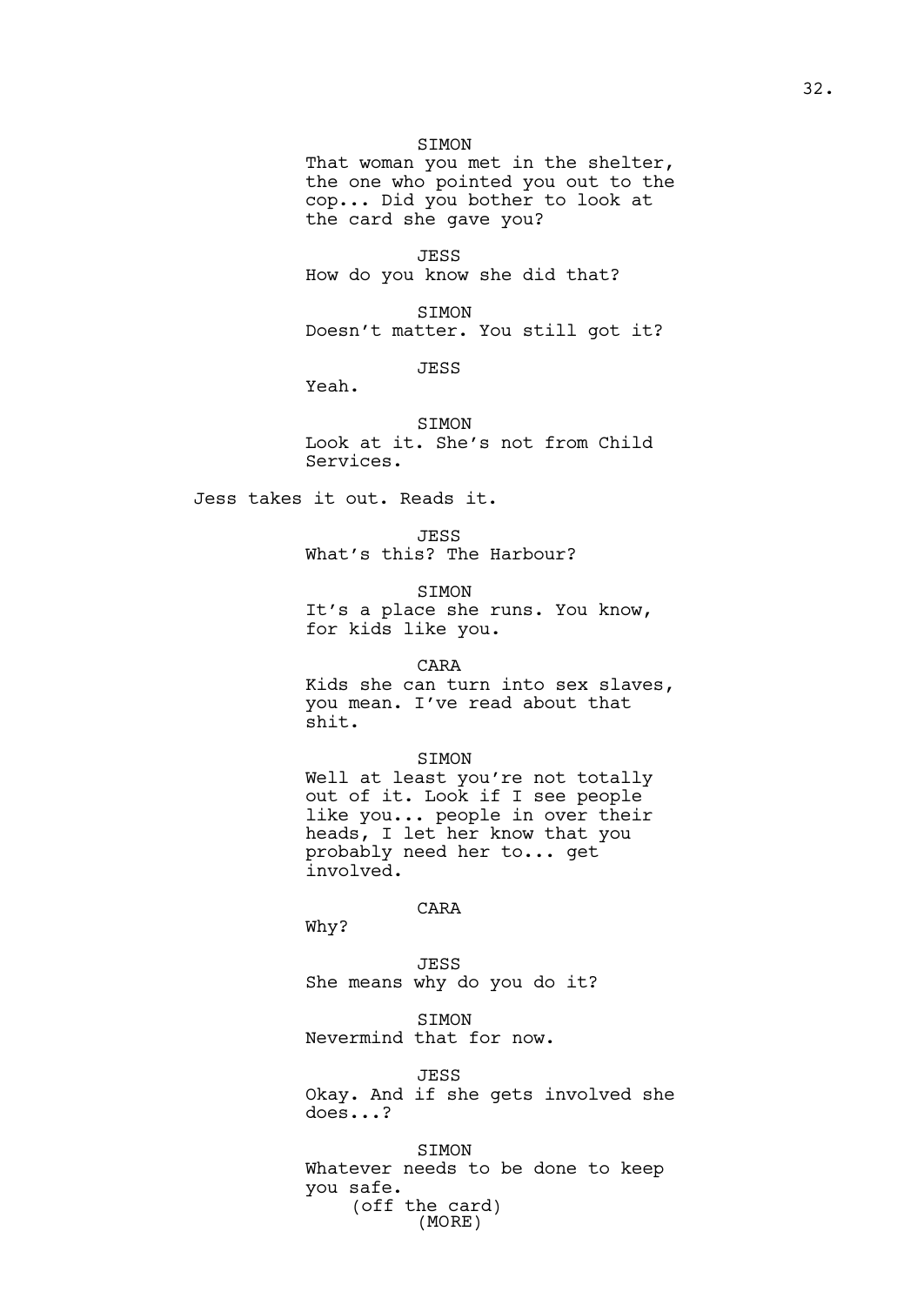SIMON
That woman you met in the shelter, the one who pointed you out to the cop... Did you bother to look at the card she gave you?

JESS
How do you know she did that?

SIMON
Doesn't matter. You still got it?

JESS
Yeah.

SIMON
Look at it. She's not from Child Services.

Jess takes it out. Reads it.

JESS
What's this? The Harbour?

SIMON
It's a place she runs. You know, for kids like you.

CARA
Kids she can turn into sex slaves, you mean. I've read about that shit.

SIMON
Well at least you're not totally out of it. Look if I see people like you... people in over their heads, I let her know that you probably need her to... get involved.

CARA
Why?

JESS
She means why do you do it?

SIMON
Nevermind that for now.

JESS
Okay. And if she gets involved she does...?

SIMON
Whatever needs to be done to keep you safe.
(off the card)
(MORE)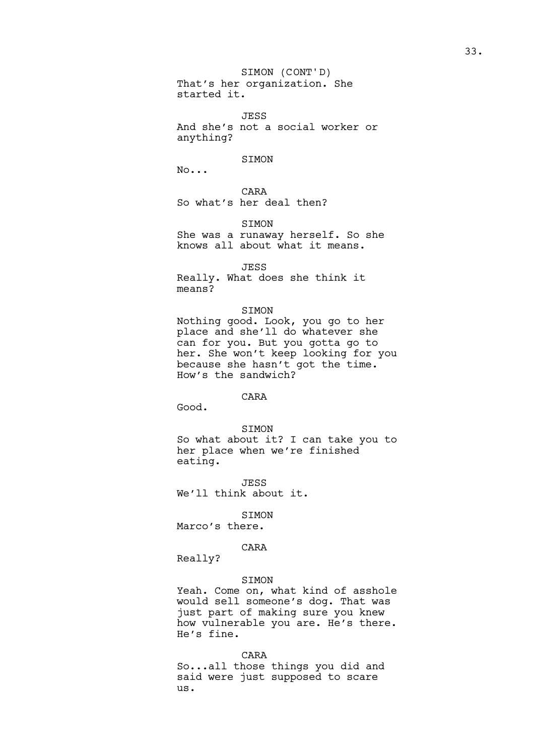SIMON (CONT'D)
That's her organization. She started it.

JESS
And she's not a social worker or anything?

SIMON
No...

CARA
So what's her deal then?

SIMON
She was a runaway herself. So she knows all about what it means.

JESS
Really. What does she think it means?

SIMON
Nothing good. Look, you go to her place and she'll do whatever she can for you. But you gotta go to her. She won't keep looking for you because she hasn't got the time. How's the sandwich?

CARA
Good.

SIMON
So what about it? I can take you to her place when we're finished eating.

JESS
We'll think about it.

SIMON
Marco's there.

CARA
Really?

SIMON
Yeah. Come on, what kind of asshole would sell someone's dog. That was just part of making sure you knew how vulnerable you are. He's there. He's fine.

CARA
So...all those things you did and said were just supposed to scare us.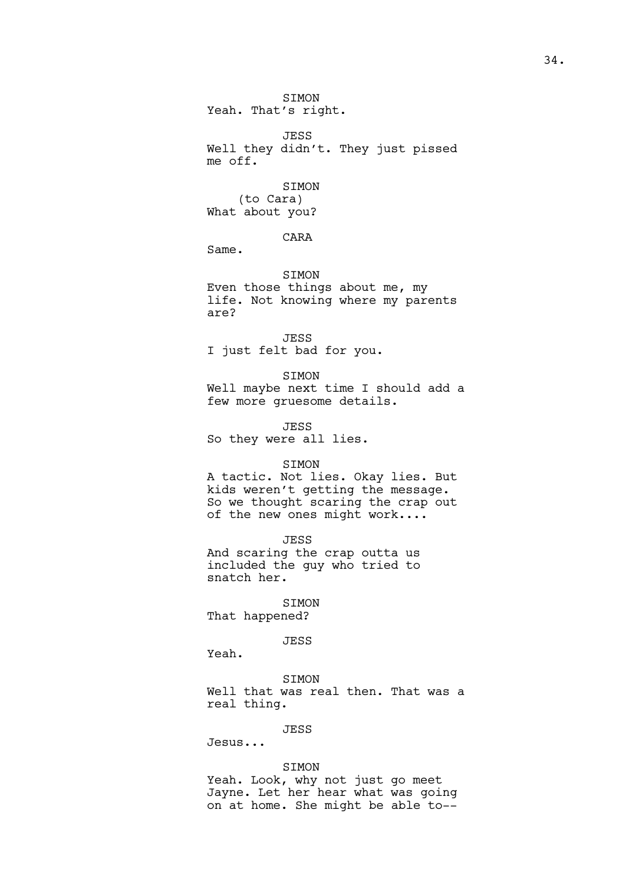SIMON
Yeah. That's right.

JESS
Well they didn't. They just pissed me off.

SIMON
(to Cara)
What about you?

CARA
Same.

SIMON
Even those things about me, my life. Not knowing where my parents are?

JESS
I just felt bad for you.

SIMON
Well maybe next time I should add a few more gruesome details.

JESS
So they were all lies.

SIMON
A tactic. Not lies. Okay lies. But kids weren't getting the message. So we thought scaring the crap out of the new ones might work....

JESS
And scaring the crap outta us included the guy who tried to snatch her.

SIMON
That happened?

JESS
Yeah.

SIMON
Well that was real then. That was a real thing.

JESS
Jesus...

SIMON
Yeah. Look, why not just go meet Jayne. Let her hear what was going on at home. She might be able to--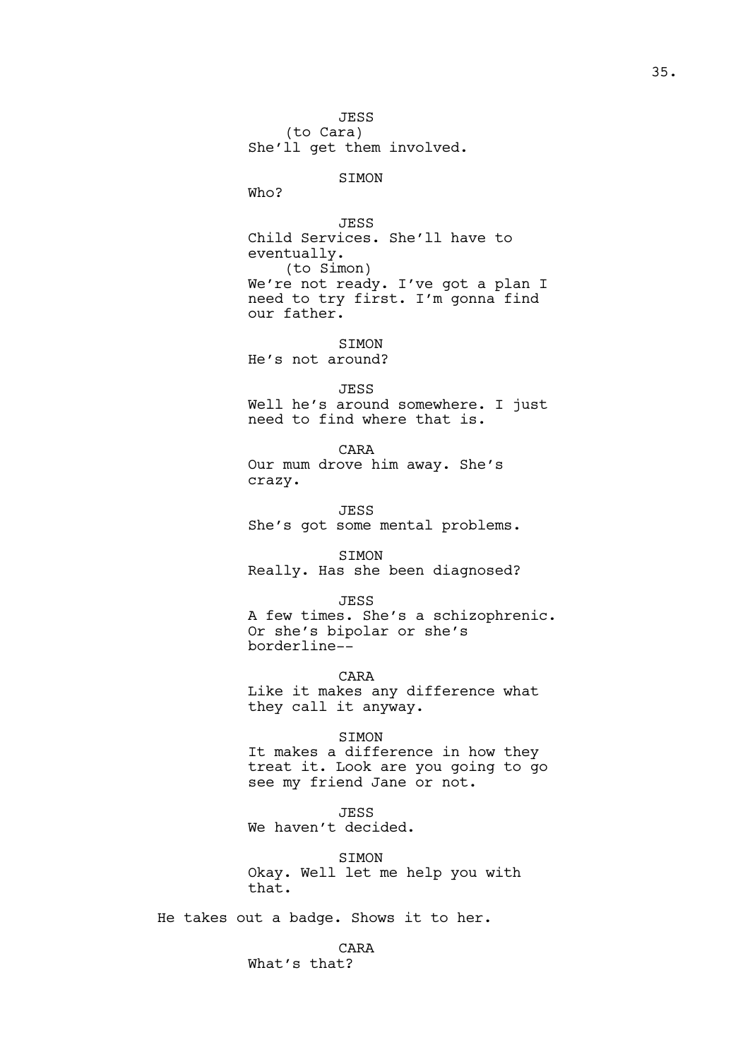JESS
(to Cara)
She'll get them involved.

SIMON
Who?

JESS
Child Services. She'll have to eventually.
(to Simon)
We're not ready. I've got a plan I need to try first. I'm gonna find our father.

SIMON
He's not around?

JESS
Well he's around somewhere. I just need to find where that is.

CARA
Our mum drove him away. She's crazy.

JESS
She's got some mental problems.

SIMON
Really. Has she been diagnosed?

JESS
A few times. She's a schizophrenic. Or she's bipolar or she's borderline--

CARA
Like it makes any difference what they call it anyway.

SIMON
It makes a difference in how they treat it. Look are you going to go see my friend Jane or not.

JESS
We haven't decided.

SIMON
Okay. Well let me help you with that.

He takes out a badge. Shows it to her.

CARA
What's that?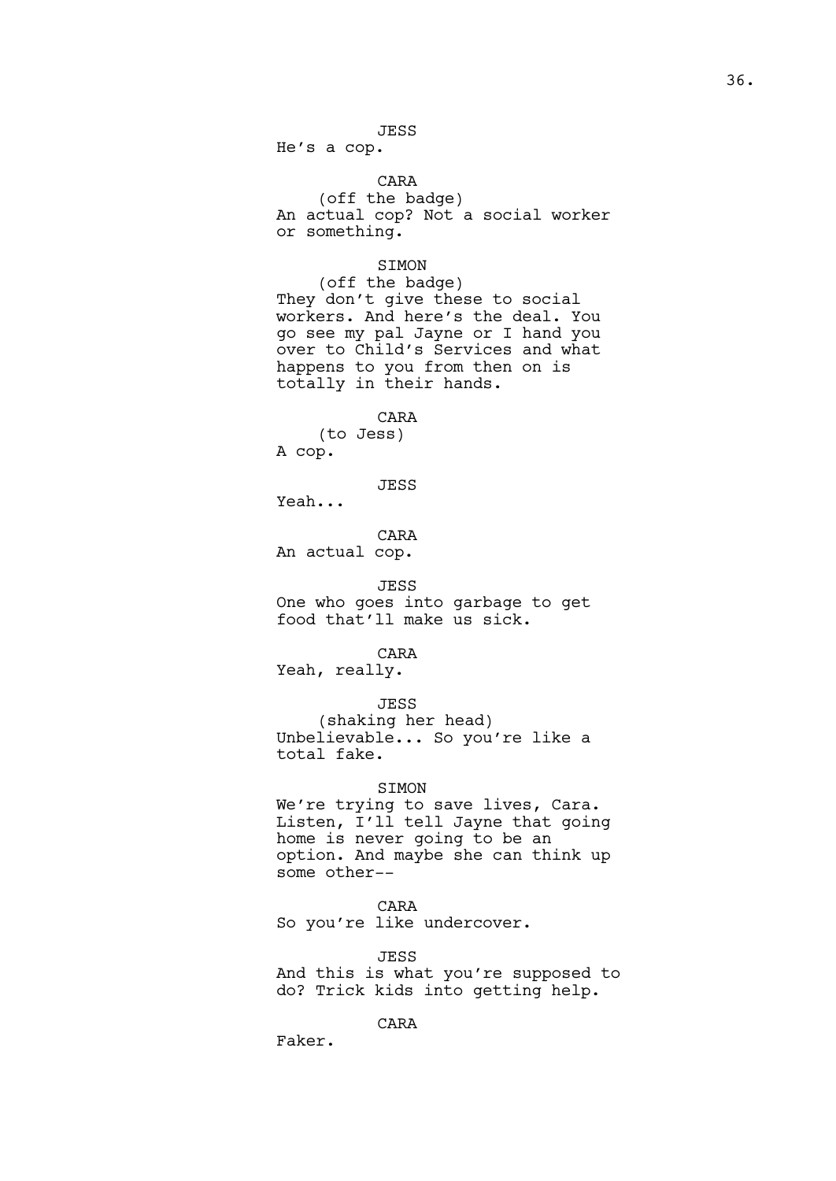JESS
He's a cop.

CARA
(off the badge)
An actual cop? Not a social worker or something.

SIMON
(off the badge)
They don't give these to social workers. And here's the deal. You go see my pal Jayne or I hand you over to Child's Services and what happens to you from then on is totally in their hands.

CARA
(to Jess)
A cop.

JESS
Yeah...

CARA
An actual cop.

JESS
One who goes into garbage to get food that'll make us sick.

CARA
Yeah, really.

JESS
(shaking her head)
Unbelievable... So you're like a total fake.

SIMON
We're trying to save lives, Cara. Listen, I'll tell Jayne that going home is never going to be an option. And maybe she can think up some other--

CARA
So you're like undercover.

JESS
And this is what you're supposed to do? Trick kids into getting help.

CARA
Faker.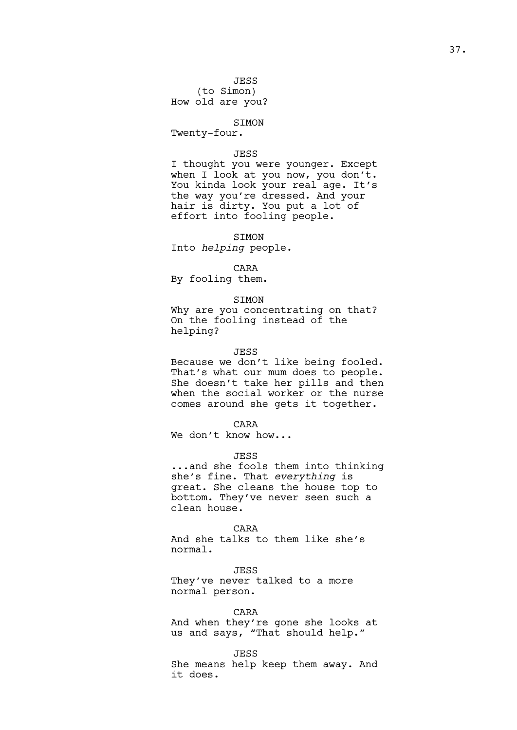JESS
(to Simon)
How old are you?

SIMON
Twenty-four.

JESS
I thought you were younger. Except when I look at you now, you don't. You kinda look your real age. It's the way you're dressed. And your hair is dirty. You put a lot of effort into fooling people.

SIMON
Into *helping* people.

CARA
By fooling them.

SIMON
Why are you concentrating on that? On the fooling instead of the helping?

JESS
Because we don't like being fooled. That's what our mum does to people. She doesn't take her pills and then when the social worker or the nurse comes around she gets it together.

CARA
We don't know how...

JESS
...and she fools them into thinking she's fine. That *everything* is great. She cleans the house top to bottom. They've never seen such a clean house.

CARA
And she talks to them like she's normal.

JESS
They've never talked to a more normal person.

CARA
And when they're gone she looks at us and says, "That should help."

JESS
She means help keep them away. And it does.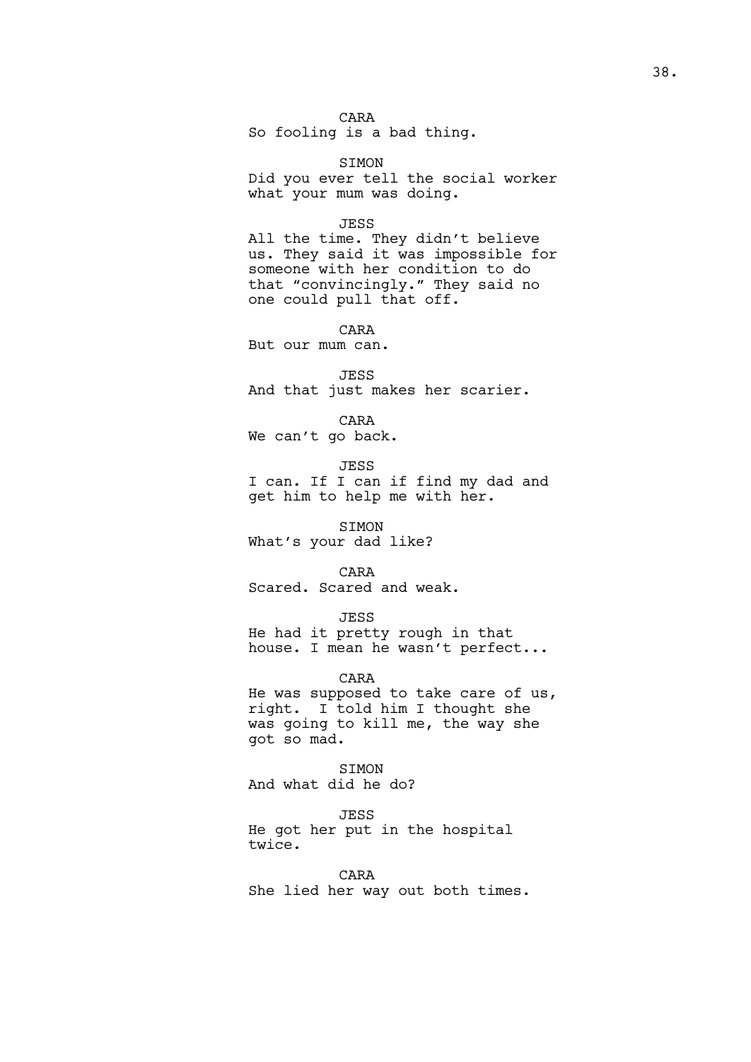CARA
So fooling is a bad thing.

SIMON
Did you ever tell the social worker what your mum was doing.

JESS
All the time. They didn't believe us. They said it was impossible for someone with her condition to do that "convincingly." They said no one could pull that off.

CARA
But our mum can.

JESS
And that just makes her scarier.

CARA
We can't go back.

JESS
I can. If I can if find my dad and get him to help me with her.

SIMON
What's your dad like?

CARA
Scared. Scared and weak.

JESS
He had it pretty rough in that house. I mean he wasn't perfect...

CARA
He was supposed to take care of us, right. I told him I thought she was going to kill me, the way she got so mad.

SIMON
And what did he do?

JESS
He got her put in the hospital twice.

CARA
She lied her way out both times.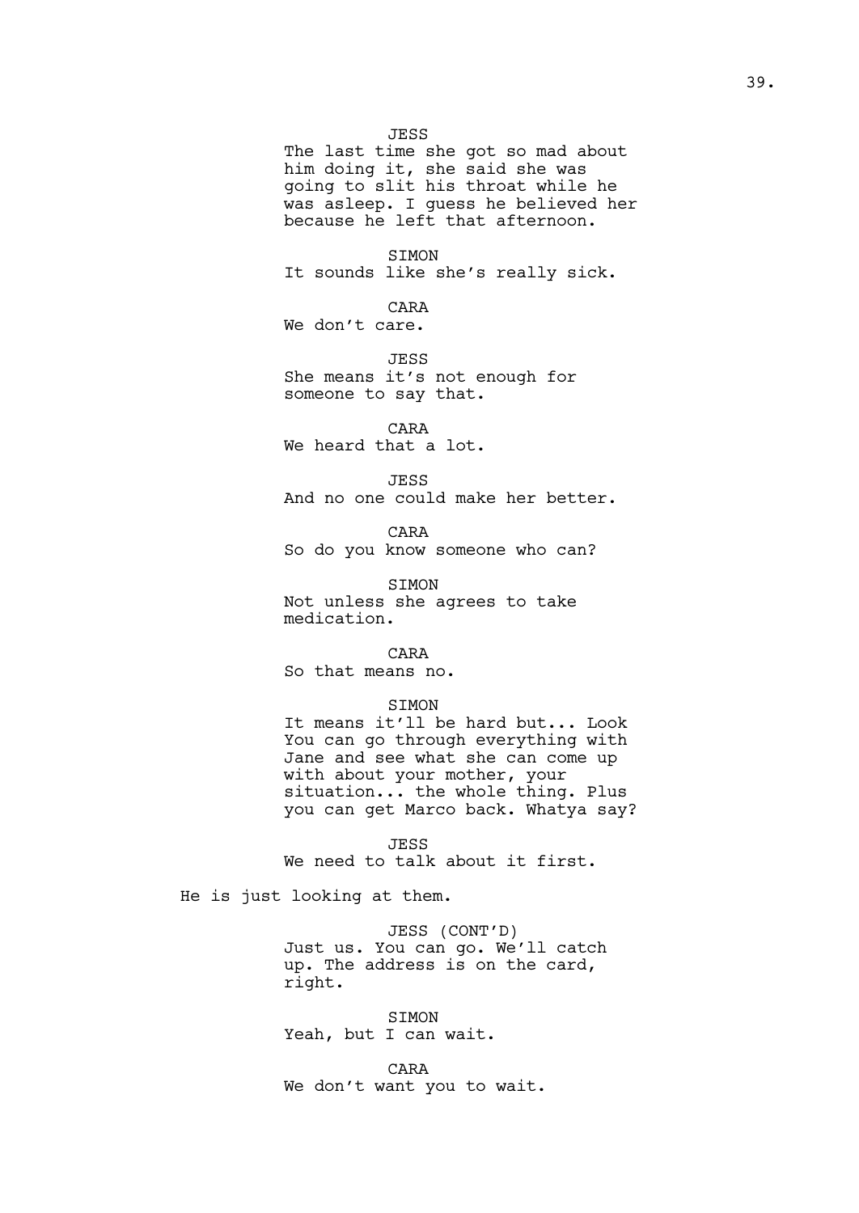JESS
The last time she got so mad about him doing it, she said she was going to slit his throat while he was asleep. I guess he believed her because he left that afternoon.

SIMON
It sounds like she's really sick.

CARA
We don't care.

JESS
She means it's not enough for someone to say that.

CARA
We heard that a lot.

JESS
And no one could make her better.

CARA
So do you know someone who can?

SIMON
Not unless she agrees to take medication.

CARA
So that means no.

SIMON
It means it'll be hard but... Look You can go through everything with Jane and see what she can come up with about your mother, your situation... the whole thing. Plus you can get Marco back. Whatya say?

JESS
We need to talk about it first.

He is just looking at them.

JESS (CONT'D)
Just us. You can go. We'll catch up. The address is on the card, right.

SIMON
Yeah, but I can wait.

CARA
We don't want you to wait.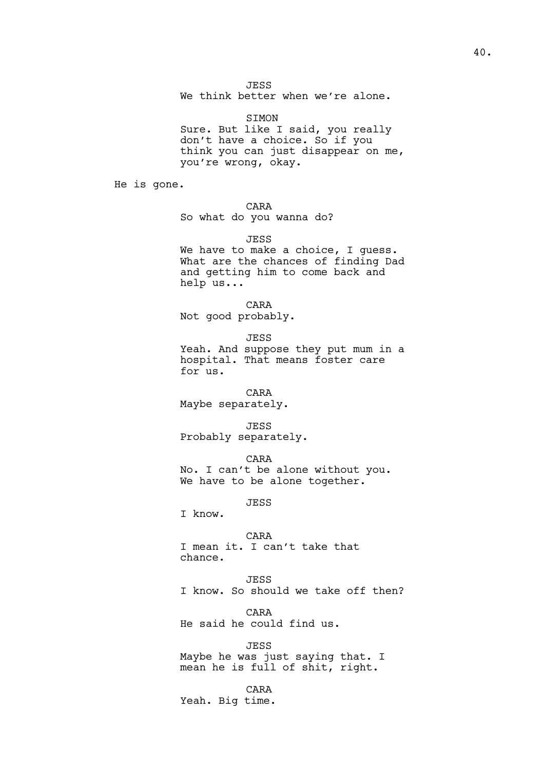JESS
We think better when we're alone.

SIMON
Sure. But like I said, you really don't have a choice. So if you think you can just disappear on me, you're wrong, okay.

He is gone.

CARA
So what do you wanna do?

JESS
We have to make a choice, I guess. What are the chances of finding Dad and getting him to come back and help us...

CARA
Not good probably.

JESS
Yeah. And suppose they put mum in a hospital. That means foster care for us.

CARA
Maybe separately.

JESS
Probably separately.

CARA
No. I can't be alone without you. We have to be alone together.

JESS
I know.

CARA
I mean it. I can't take that chance.

JESS
I know. So should we take off then?

CARA
He said he could find us.

JESS
Maybe he was just saying that. I mean he is full of shit, right.

CARA
Yeah. Big time.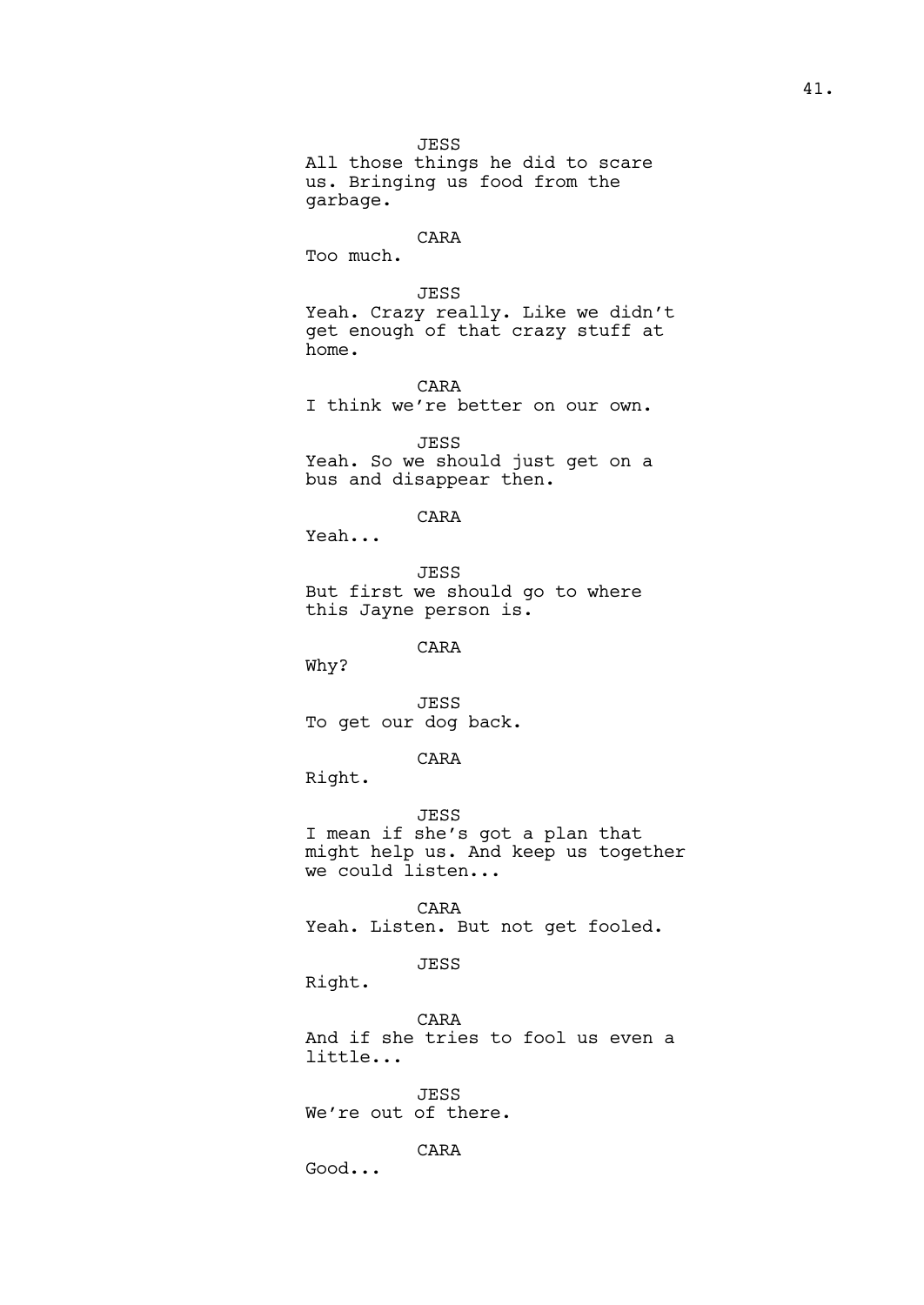JESS
All those things he did to scare us. Bringing us food from the garbage.

CARA
Too much.

JESS
Yeah. Crazy really. Like we didn't get enough of that crazy stuff at home.

CARA
I think we're better on our own.

JESS
Yeah. So we should just get on a bus and disappear then.

CARA
Yeah...

JESS
But first we should go to where this Jayne person is.

CARA
Why?

JESS
To get our dog back.

CARA
Right.

JESS
I mean if she's got a plan that might help us. And keep us together we could listen...

CARA
Yeah. Listen. But not get fooled.

JESS
Right.

CARA
And if she tries to fool us even a little...

JESS
We're out of there.

CARA
Good...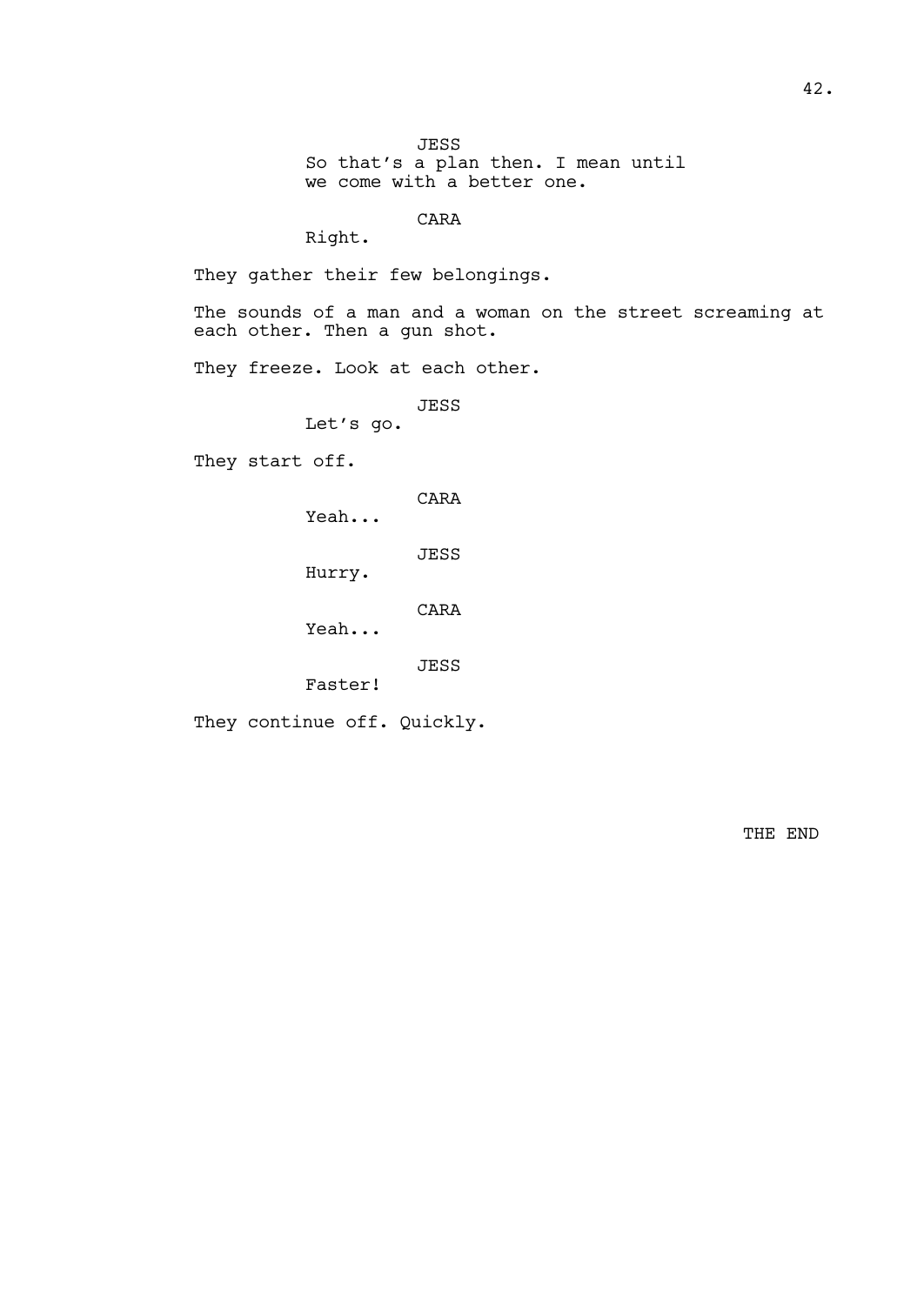JESS
So that's a plan then. I mean until we come with a better one.

CARA
Right.

They gather their few belongings.

The sounds of a man and a woman on the street screaming at each other. Then a gun shot.

They freeze. Look at each other.

JESS
Let's go.

They start off.

CARA
Yeah...

JESS
Hurry.

CARA
Yeah...

JESS
Faster!

They continue off. Quickly.

THE END